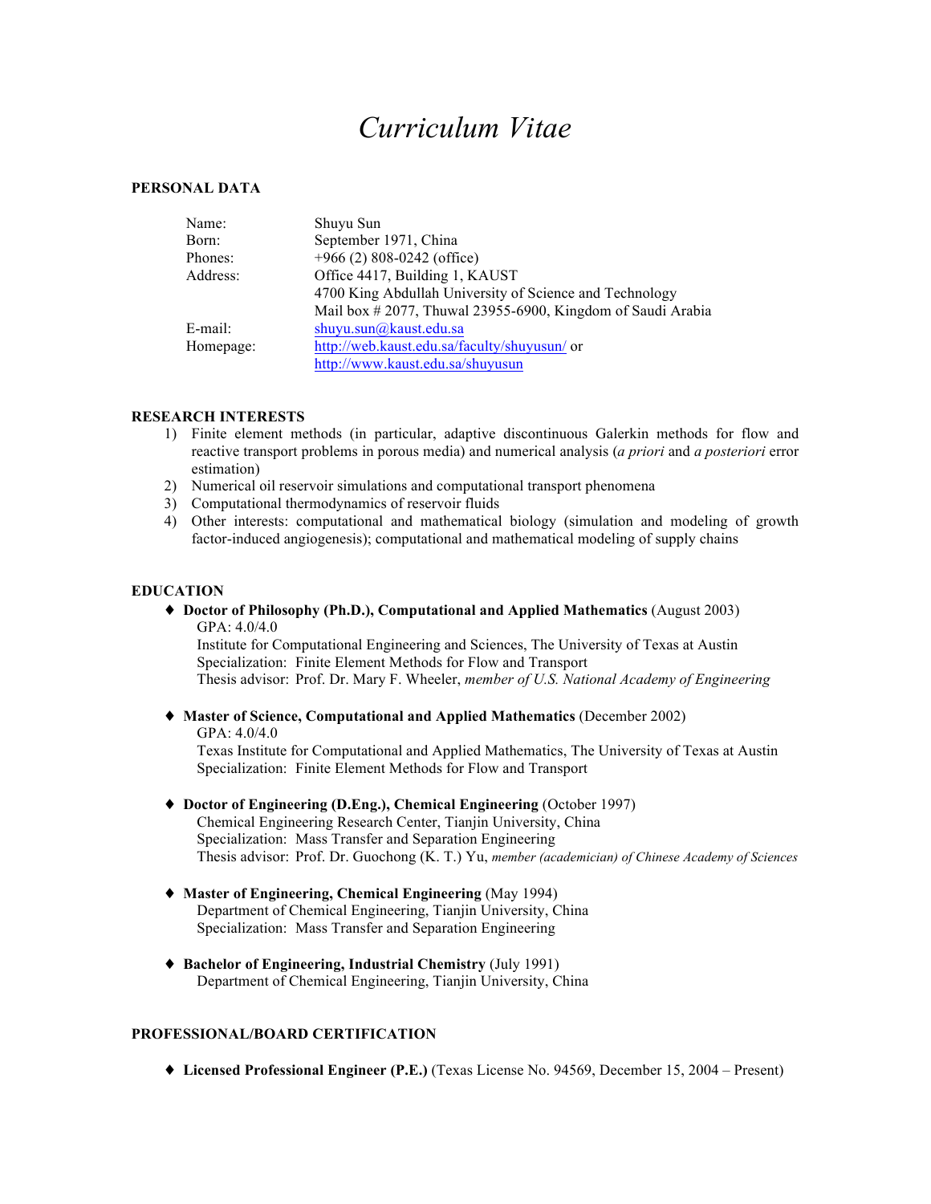# *Curriculum Vitae*

## PERSONAL DATA

| | |
|---|---|
| Name: | Shuyu Sun |
| Born: | September 1971, China |
| Phones: | +966 (2) 808-0242 (office) |
| Address: | Office 4417, Building 1, KAUST<br>4700 King Abdullah University of Science and Technology<br>Mail box # 2077, Thuwal 23955-6900, Kingdom of Saudi Arabia |
| E-mail: | shuyu.sun@kaust.edu.sa |
| Homepage: | http://web.kaust.edu.sa/faculty/shuyusun/ or<br>http://www.kaust.edu.sa/shuyusun |

## RESEARCH INTERESTS

1) Finite element methods (in particular, adaptive discontinuous Galerkin methods for flow and reactive transport problems in porous media) and numerical analysis (*a priori* and *a posteriori* error estimation)
2) Numerical oil reservoir simulations and computational transport phenomena
3) Computational thermodynamics of reservoir fluids
4) Other interests: computational and mathematical biology (simulation and modeling of growth factor-induced angiogenesis); computational and mathematical modeling of supply chains

## EDUCATION

- **Doctor of Philosophy (Ph.D.), Computational and Applied Mathematics** (August 2003)
  GPA: 4.0/4.0
  Institute for Computational Engineering and Sciences, The University of Texas at Austin
  Specialization: Finite Element Methods for Flow and Transport
  Thesis advisor: Prof. Dr. Mary F. Wheeler, *member of U.S. National Academy of Engineering*

- **Master of Science, Computational and Applied Mathematics** (December 2002)
  GPA: 4.0/4.0
  Texas Institute for Computational and Applied Mathematics, The University of Texas at Austin
  Specialization: Finite Element Methods for Flow and Transport

- **Doctor of Engineering (D.Eng.), Chemical Engineering** (October 1997)
  Chemical Engineering Research Center, Tianjin University, China
  Specialization: Mass Transfer and Separation Engineering
  Thesis advisor: Prof. Dr. Guochong (K. T.) Yu, *member (academician) of Chinese Academy of Sciences*

- **Master of Engineering, Chemical Engineering** (May 1994)
  Department of Chemical Engineering, Tianjin University, China
  Specialization: Mass Transfer and Separation Engineering

- **Bachelor of Engineering, Industrial Chemistry** (July 1991)
  Department of Chemical Engineering, Tianjin University, China

## PROFESSIONAL/BOARD CERTIFICATION

- **Licensed Professional Engineer (P.E.)** (Texas License No. 94569, December 15, 2004 – Present)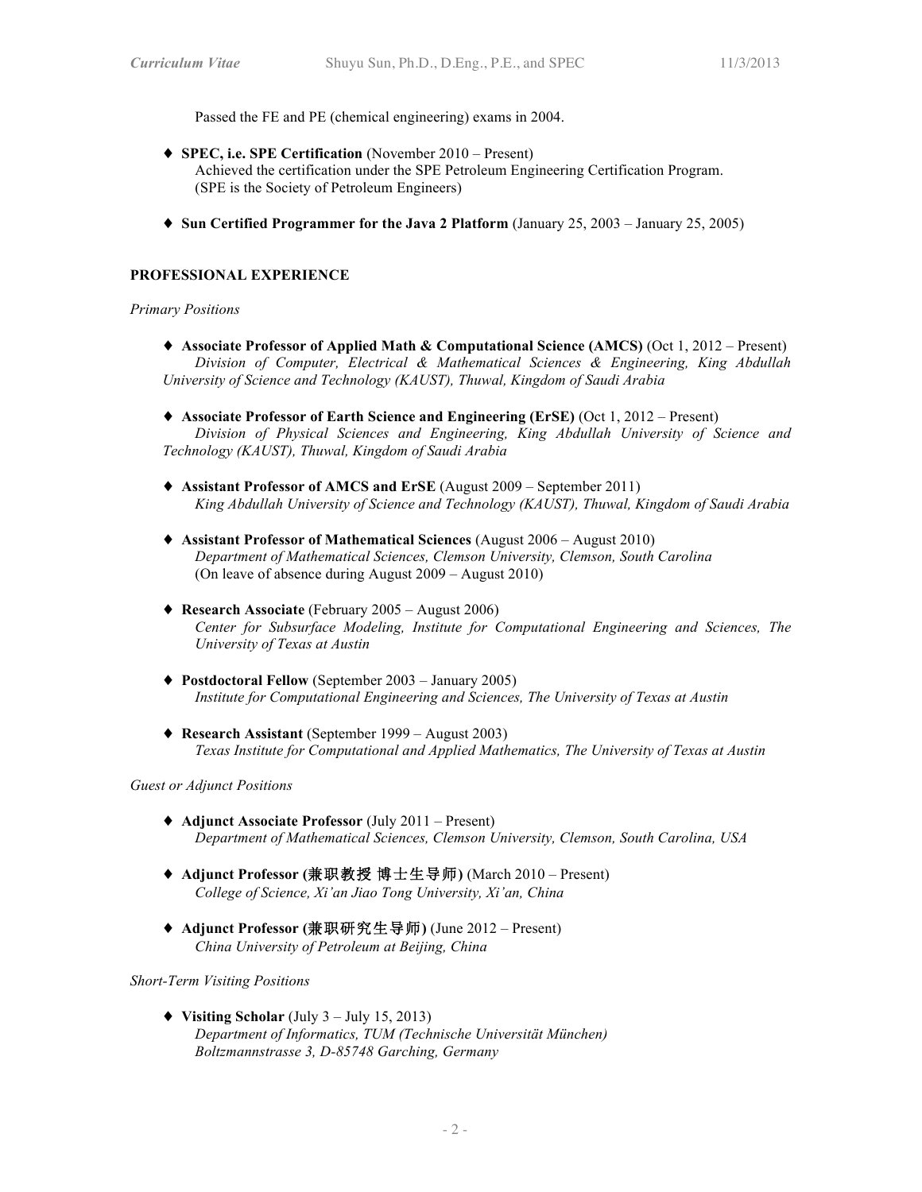Passed the FE and PE (chemical engineering) exams in 2004.

- **SPEC, i.e. SPE Certification** (November 2010 – Present)
  Achieved the certification under the SPE Petroleum Engineering Certification Program. (SPE is the Society of Petroleum Engineers)

- **Sun Certified Programmer for the Java 2 Platform** (January 25, 2003 – January 25, 2005)

**PROFESSIONAL EXPERIENCE**

*Primary Positions*

- **Associate Professor of Applied Math & Computational Science (AMCS)** (Oct 1, 2012 – Present)
  *Division of Computer, Electrical & Mathematical Sciences & Engineering, King Abdullah University of Science and Technology (KAUST), Thuwal, Kingdom of Saudi Arabia*

- **Associate Professor of Earth Science and Engineering (ErSE)** (Oct 1, 2012 – Present)
  *Division of Physical Sciences and Engineering, King Abdullah University of Science and Technology (KAUST), Thuwal, Kingdom of Saudi Arabia*

- **Assistant Professor of AMCS and ErSE** (August 2009 – September 2011)
  *King Abdullah University of Science and Technology (KAUST), Thuwal, Kingdom of Saudi Arabia*

- **Assistant Professor of Mathematical Sciences** (August 2006 – August 2010)
  *Department of Mathematical Sciences, Clemson University, Clemson, South Carolina*
  (On leave of absence during August 2009 – August 2010)

- **Research Associate** (February 2005 – August 2006)
  *Center for Subsurface Modeling, Institute for Computational Engineering and Sciences, The University of Texas at Austin*

- **Postdoctoral Fellow** (September 2003 – January 2005)
  *Institute for Computational Engineering and Sciences, The University of Texas at Austin*

- **Research Assistant** (September 1999 – August 2003)
  *Texas Institute for Computational and Applied Mathematics, The University of Texas at Austin*

*Guest or Adjunct Positions*

- **Adjunct Associate Professor** (July 2011 – Present)
  *Department of Mathematical Sciences, Clemson University, Clemson, South Carolina, USA*

- **Adjunct Professor (兼职教授 博士生导师)** (March 2010 – Present)
  *College of Science, Xi'an Jiao Tong University, Xi'an, China*

- **Adjunct Professor (兼职研究生导师)** (June 2012 – Present)
  *China University of Petroleum at Beijing, China*

*Short-Term Visiting Positions*

- **Visiting Scholar** (July 3 – July 15, 2013)
  *Department of Informatics, TUM (Technische Universität München)*
  *Boltzmannstrasse 3, D-85748 Garching, Germany*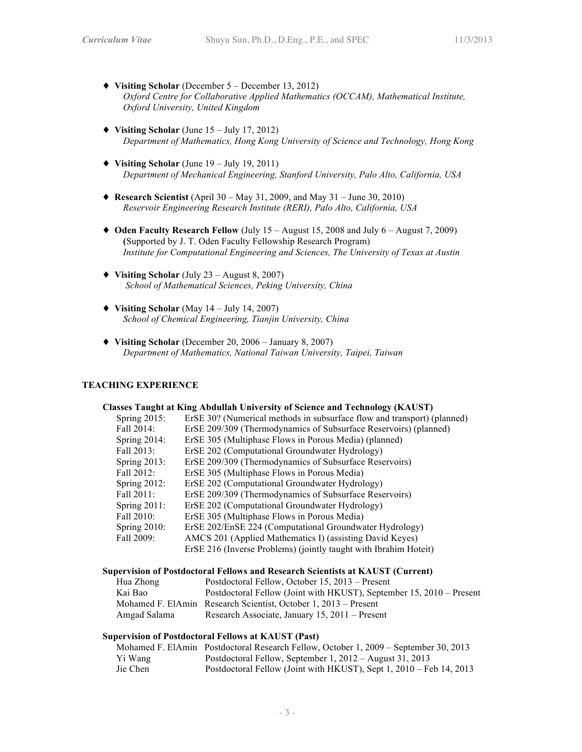- ♦ **Visiting Scholar** (December 5 – December 13, 2012)
  *Oxford Centre for Collaborative Applied Mathematics (OCCAM), Mathematical Institute, Oxford University, United Kingdom*

- ♦ **Visiting Scholar** (June 15 – July 17, 2012)
  *Department of Mathematics, Hong Kong University of Science and Technology, Hong Kong*

- ♦ **Visiting Scholar** (June 19 – July 19, 2011)
  *Department of Mechanical Engineering, Stanford University, Palo Alto, California, USA*

- ♦ **Research Scientist** (April 30 – May 31, 2009, and May 31 – June 30, 2010)
  *Reservoir Engineering Research Institute (RERI), Palo Alto, California, USA*

- ♦ **Oden Faculty Research Fellow** (July 15 – August 15, 2008 and July 6 – August 7, 2009)
  (Supported by J. T. Oden Faculty Fellowship Research Program)
  *Institute for Computational Engineering and Sciences, The University of Texas at Austin*

- ♦ **Visiting Scholar** (July 23 – August 8, 2007)
  *School of Mathematical Sciences, Peking University, China*

- ♦ **Visiting Scholar** (May 14 – July 14, 2007)
  *School of Chemical Engineering, Tianjin University, China*

- ♦ **Visiting Scholar** (December 20, 2006 – January 8, 2007)
  *Department of Mathematics, National Taiwan University, Taipei, Taiwan*

## TEACHING EXPERIENCE

### Classes Taught at King Abdullah University of Science and Technology (KAUST)

| | |
|---|---|
| Spring 2015: | ErSE 30? (Numerical methods in subsurface flow and transport) (planned) |
| Fall 2014: | ErSE 209/309 (Thermodynamics of Subsurface Reservoirs) (planned) |
| Spring 2014: | ErSE 305 (Multiphase Flows in Porous Media) (planned) |
| Fall 2013: | ErSE 202 (Computational Groundwater Hydrology) |
| Spring 2013: | ErSE 209/309 (Thermodynamics of Subsurface Reservoirs) |
| Fall 2012: | ErSE 305 (Multiphase Flows in Porous Media) |
| Spring 2012: | ErSE 202 (Computational Groundwater Hydrology) |
| Fall 2011: | ErSE 209/309 (Thermodynamics of Subsurface Reservoirs) |
| Spring 2011: | ErSE 202 (Computational Groundwater Hydrology) |
| Fall 2010: | ErSE 305 (Multiphase Flows in Porous Media) |
| Spring 2010: | ErSE 202/EnSE 224 (Computational Groundwater Hydrology) |
| Fall 2009: | AMCS 201 (Applied Mathematics I) (assisting David Keyes) |
| | ErSE 216 (Inverse Problems) (jointly taught with Ibrahim Hoteit) |

### Supervision of Postdoctoral Fellows and Research Scientists at KAUST (Current)

| | |
|---|---|
| Hua Zhong | Postdoctoral Fellow, October 15, 2013 – Present |
| Kai Bao | Postdoctoral Fellow (Joint with HKUST), September 15, 2010 – Present |
| Mohamed F. ElAmin | Research Scientist, October 1, 2013 – Present |
| Amgad Salama | Research Associate, January 15, 2011 – Present |

### Supervision of Postdoctoral Fellows at KAUST (Past)

| | |
|---|---|
| Mohamed F. ElAmin | Postdoctoral Research Fellow, October 1, 2009 – September 30, 2013 |
| Yi Wang | Postdoctoral Fellow, September 1, 2012 – August 31, 2013 |
| Jie Chen | Postdoctoral Fellow (Joint with HKUST), Sept 1, 2010 – Feb 14, 2013 |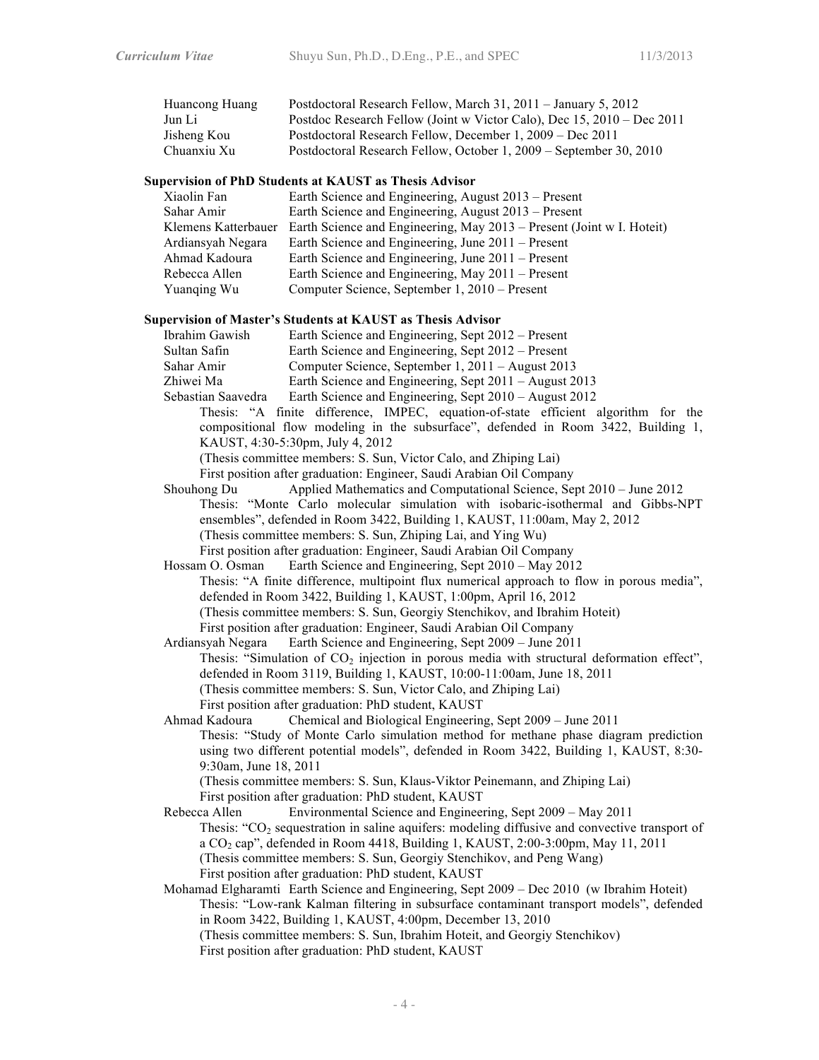Huancong Huang Postdoctoral Research Fellow, March 31, 2011 – January 5, 2012
Jun Li Postdoc Research Fellow (Joint w Victor Calo), Dec 15, 2010 – Dec 2011
Jisheng Kou Postdoctoral Research Fellow, December 1, 2009 – Dec 2011
Chuanxiu Xu Postdoctoral Research Fellow, October 1, 2009 – September 30, 2010

**Supervision of PhD Students at KAUST as Thesis Advisor**

Xiaolin Fan Earth Science and Engineering, August 2013 – Present
Sahar Amir Earth Science and Engineering, August 2013 – Present
Klemens Katterbauer Earth Science and Engineering, May 2013 – Present (Joint w I. Hoteit)
Ardiansyah Negara Earth Science and Engineering, June 2011 – Present
Ahmad Kadoura Earth Science and Engineering, June 2011 – Present
Rebecca Allen Earth Science and Engineering, May 2011 – Present
Yuanqing Wu Computer Science, September 1, 2010 – Present

**Supervision of Master's Students at KAUST as Thesis Advisor**

Ibrahim Gawish Earth Science and Engineering, Sept 2012 – Present
Sultan Safin Earth Science and Engineering, Sept 2012 – Present
Sahar Amir Computer Science, September 1, 2011 – August 2013
Zhiwei Ma Earth Science and Engineering, Sept 2011 – August 2013
Sebastian Saavedra Earth Science and Engineering, Sept 2010 – August 2012
Thesis: "A finite difference, IMPEC, equation-of-state efficient algorithm for the compositional flow modeling in the subsurface", defended in Room 3422, Building 1, KAUST, 4:30-5:30pm, July 4, 2012
(Thesis committee members: S. Sun, Victor Calo, and Zhiping Lai)
First position after graduation: Engineer, Saudi Arabian Oil Company

Shouhong Du Applied Mathematics and Computational Science, Sept 2010 – June 2012
Thesis: "Monte Carlo molecular simulation with isobaric-isothermal and Gibbs-NPT ensembles", defended in Room 3422, Building 1, KAUST, 11:00am, May 2, 2012
(Thesis committee members: S. Sun, Zhiping Lai, and Ying Wu)
First position after graduation: Engineer, Saudi Arabian Oil Company

Hossam O. Osman Earth Science and Engineering, Sept 2010 – May 2012
Thesis: "A finite difference, multipoint flux numerical approach to flow in porous media", defended in Room 3422, Building 1, KAUST, 1:00pm, April 16, 2012
(Thesis committee members: S. Sun, Georgiy Stenchikov, and Ibrahim Hoteit)
First position after graduation: Engineer, Saudi Arabian Oil Company

Ardiansyah Negara Earth Science and Engineering, Sept 2009 – June 2011
Thesis: "Simulation of $CO_2$ injection in porous media with structural deformation effect", defended in Room 3119, Building 1, KAUST, 10:00-11:00am, June 18, 2011
(Thesis committee members: S. Sun, Victor Calo, and Zhiping Lai)
First position after graduation: PhD student, KAUST

Ahmad Kadoura Chemical and Biological Engineering, Sept 2009 – June 2011
Thesis: "Study of Monte Carlo simulation method for methane phase diagram prediction using two different potential models", defended in Room 3422, Building 1, KAUST, 8:30-9:30am, June 18, 2011
(Thesis committee members: S. Sun, Klaus-Viktor Peinemann, and Zhiping Lai)
First position after graduation: PhD student, KAUST

Rebecca Allen Environmental Science and Engineering, Sept 2009 – May 2011
Thesis: "$CO_2$ sequestration in saline aquifers: modeling diffusive and convective transport of a $CO_2$ cap", defended in Room 4418, Building 1, KAUST, 2:00-3:00pm, May 11, 2011
(Thesis committee members: S. Sun, Georgiy Stenchikov, and Peng Wang)
First position after graduation: PhD student, KAUST

Mohamad Elgharamti Earth Science and Engineering, Sept 2009 – Dec 2010 (w Ibrahim Hoteit)
Thesis: "Low-rank Kalman filtering in subsurface contaminant transport models", defended in Room 3422, Building 1, KAUST, 4:00pm, December 13, 2010
(Thesis committee members: S. Sun, Ibrahim Hoteit, and Georgiy Stenchikov)
First position after graduation: PhD student, KAUST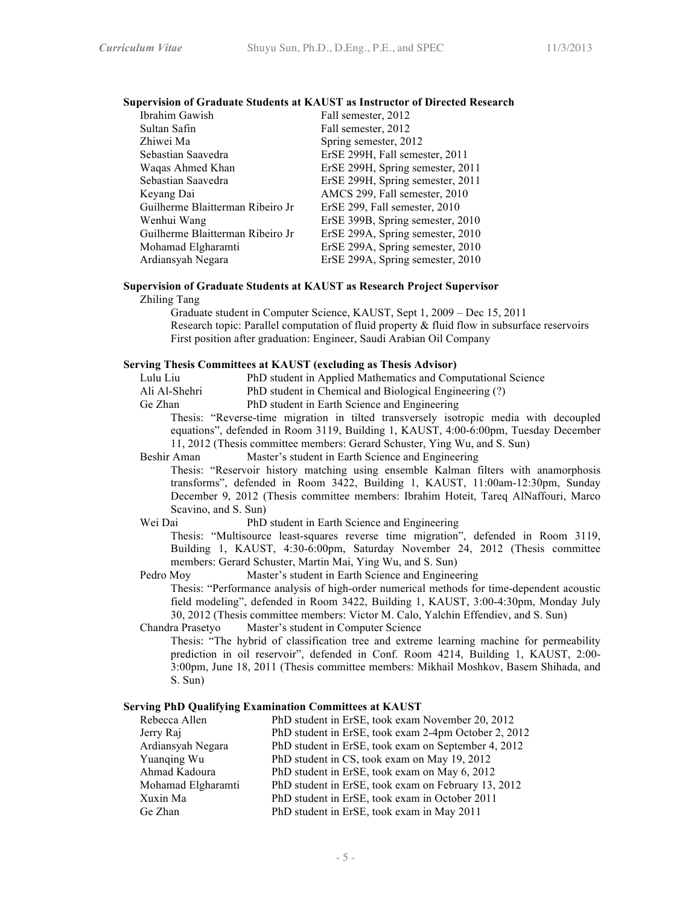### Supervision of Graduate Students at KAUST as Instructor of Directed Research

| | |
|---|---|
| Ibrahim Gawish | Fall semester, 2012 |
| Sultan Safin | Fall semester, 2012 |
| Zhiwei Ma | Spring semester, 2012 |
| Sebastian Saavedra | ErSE 299H, Fall semester, 2011 |
| Waqas Ahmed Khan | ErSE 299H, Spring semester, 2011 |
| Sebastian Saavedra | ErSE 299H, Spring semester, 2011 |
| Keyang Dai | AMCS 299, Fall semester, 2010 |
| Guilherme Blaitterman Ribeiro Jr | ErSE 299, Fall semester, 2010 |
| Wenhui Wang | ErSE 399B, Spring semester, 2010 |
| Guilherme Blaitterman Ribeiro Jr | ErSE 299A, Spring semester, 2010 |
| Mohamad Elgharamti | ErSE 299A, Spring semester, 2010 |
| Ardiansyah Negara | ErSE 299A, Spring semester, 2010 |

### Supervision of Graduate Students at KAUST as Research Project Supervisor

Zhiling Tang

Graduate student in Computer Science, KAUST, Sept 1, 2009 – Dec 15, 2011
Research topic: Parallel computation of fluid property & fluid flow in subsurface reservoirs
First position after graduation: Engineer, Saudi Arabian Oil Company

### Serving Thesis Committees at KAUST (excluding as Thesis Advisor)

Lulu Liu — PhD student in Applied Mathematics and Computational Science

Ali Al-Shehri — PhD student in Chemical and Biological Engineering (?)

Ge Zhan — PhD student in Earth Science and Engineering

Thesis: "Reverse-time migration in tilted transversely isotropic media with decoupled equations", defended in Room 3119, Building 1, KAUST, 4:00-6:00pm, Tuesday December 11, 2012 (Thesis committee members: Gerard Schuster, Ying Wu, and S. Sun)

Beshir Aman — Master's student in Earth Science and Engineering

Thesis: "Reservoir history matching using ensemble Kalman filters with anamorphosis transforms", defended in Room 3422, Building 1, KAUST, 11:00am-12:30pm, Sunday December 9, 2012 (Thesis committee members: Ibrahim Hoteit, Tareq AlNaffouri, Marco Scavino, and S. Sun)

Wei Dai — PhD student in Earth Science and Engineering

Thesis: "Multisource least-squares reverse time migration", defended in Room 3119, Building 1, KAUST, 4:30-6:00pm, Saturday November 24, 2012 (Thesis committee members: Gerard Schuster, Martin Mai, Ying Wu, and S. Sun)

Pedro Moy — Master's student in Earth Science and Engineering

Thesis: "Performance analysis of high-order numerical methods for time-dependent acoustic field modeling", defended in Room 3422, Building 1, KAUST, 3:00-4:30pm, Monday July 30, 2012 (Thesis committee members: Victor M. Calo, Yalchin Effendiev, and S. Sun)

Chandra Prasetyo — Master's student in Computer Science

Thesis: "The hybrid of classification tree and extreme learning machine for permeability prediction in oil reservoir", defended in Conf. Room 4214, Building 1, KAUST, 2:00-3:00pm, June 18, 2011 (Thesis committee members: Mikhail Moshkov, Basem Shihada, and S. Sun)

### Serving PhD Qualifying Examination Committees at KAUST

| | |
|---|---|
| Rebecca Allen | PhD student in ErSE, took exam November 20, 2012 |
| Jerry Raj | PhD student in ErSE, took exam 2-4pm October 2, 2012 |
| Ardiansyah Negara | PhD student in ErSE, took exam on September 4, 2012 |
| Yuanqing Wu | PhD student in CS, took exam on May 19, 2012 |
| Ahmad Kadoura | PhD student in ErSE, took exam on May 6, 2012 |
| Mohamad Elgharamti | PhD student in ErSE, took exam on February 13, 2012 |
| Xuxin Ma | PhD student in ErSE, took exam in October 2011 |
| Ge Zhan | PhD student in ErSE, took exam in May 2011 |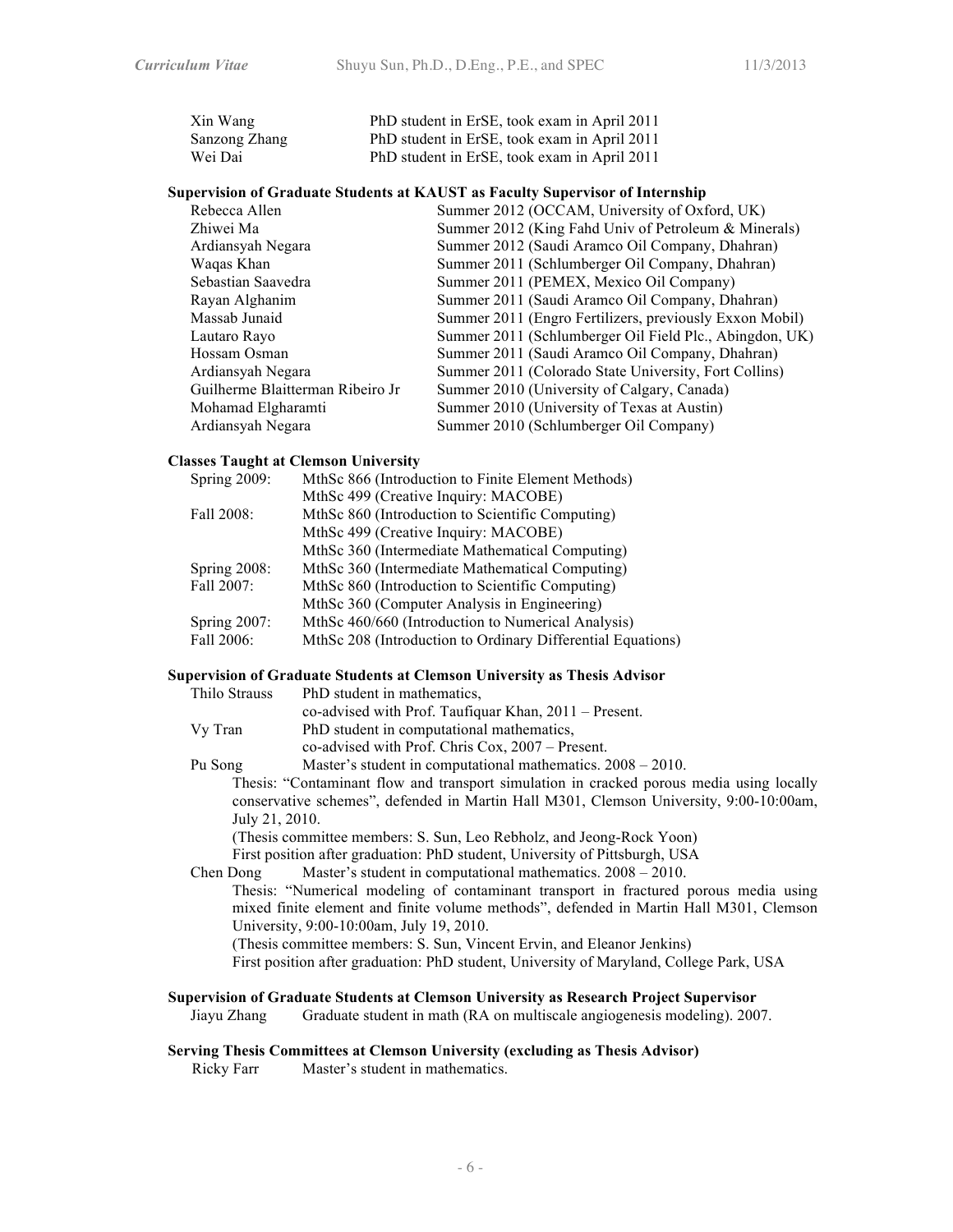| | |
|---|---|
| Xin Wang | PhD student in ErSE, took exam in April 2011 |
| Sanzong Zhang | PhD student in ErSE, took exam in April 2011 |
| Wei Dai | PhD student in ErSE, took exam in April 2011 |

**Supervision of Graduate Students at KAUST as Faculty Supervisor of Internship**

| | |
|---|---|
| Rebecca Allen | Summer 2012 (OCCAM, University of Oxford, UK) |
| Zhiwei Ma | Summer 2012 (King Fahd Univ of Petroleum & Minerals) |
| Ardiansyah Negara | Summer 2012 (Saudi Aramco Oil Company, Dhahran) |
| Waqas Khan | Summer 2011 (Schlumberger Oil Company, Dhahran) |
| Sebastian Saavedra | Summer 2011 (PEMEX, Mexico Oil Company) |
| Rayan Alghanim | Summer 2011 (Saudi Aramco Oil Company, Dhahran) |
| Massab Junaid | Summer 2011 (Engro Fertilizers, previously Exxon Mobil) |
| Lautaro Rayo | Summer 2011 (Schlumberger Oil Field Plc., Abingdon, UK) |
| Hossam Osman | Summer 2011 (Saudi Aramco Oil Company, Dhahran) |
| Ardiansyah Negara | Summer 2011 (Colorado State University, Fort Collins) |
| Guilherme Blaitterman Ribeiro Jr | Summer 2010 (University of Calgary, Canada) |
| Mohamad Elgharamti | Summer 2010 (University of Texas at Austin) |
| Ardiansyah Negara | Summer 2010 (Schlumberger Oil Company) |

**Classes Taught at Clemson University**

| | |
|---|---|
| Spring 2009: | MthSc 866 (Introduction to Finite Element Methods) |
| | MthSc 499 (Creative Inquiry: MACOBE) |
| Fall 2008: | MthSc 860 (Introduction to Scientific Computing) |
| | MthSc 499 (Creative Inquiry: MACOBE) |
| | MthSc 360 (Intermediate Mathematical Computing) |
| Spring 2008: | MthSc 360 (Intermediate Mathematical Computing) |
| Fall 2007: | MthSc 860 (Introduction to Scientific Computing) |
| | MthSc 360 (Computer Analysis in Engineering) |
| Spring 2007: | MthSc 460/660 (Introduction to Numerical Analysis) |
| Fall 2006: | MthSc 208 (Introduction to Ordinary Differential Equations) |

**Supervision of Graduate Students at Clemson University as Thesis Advisor**

Thilo Strauss — PhD student in mathematics, co-advised with Prof. Taufiquar Khan, 2011 – Present.

Vy Tran — PhD student in computational mathematics, co-advised with Prof. Chris Cox, 2007 – Present.

Pu Song — Master's student in computational mathematics. 2008 – 2010.
Thesis: "Contaminant flow and transport simulation in cracked porous media using locally conservative schemes", defended in Martin Hall M301, Clemson University, 9:00-10:00am, July 21, 2010.
(Thesis committee members: S. Sun, Leo Rebholz, and Jeong-Rock Yoon)
First position after graduation: PhD student, University of Pittsburgh, USA

Chen Dong — Master's student in computational mathematics. 2008 – 2010.
Thesis: "Numerical modeling of contaminant transport in fractured porous media using mixed finite element and finite volume methods", defended in Martin Hall M301, Clemson University, 9:00-10:00am, July 19, 2010.
(Thesis committee members: S. Sun, Vincent Ervin, and Eleanor Jenkins)
First position after graduation: PhD student, University of Maryland, College Park, USA

**Supervision of Graduate Students at Clemson University as Research Project Supervisor**

Jiayu Zhang — Graduate student in math (RA on multiscale angiogenesis modeling). 2007.

**Serving Thesis Committees at Clemson University (excluding as Thesis Advisor)**

Ricky Farr — Master's student in mathematics.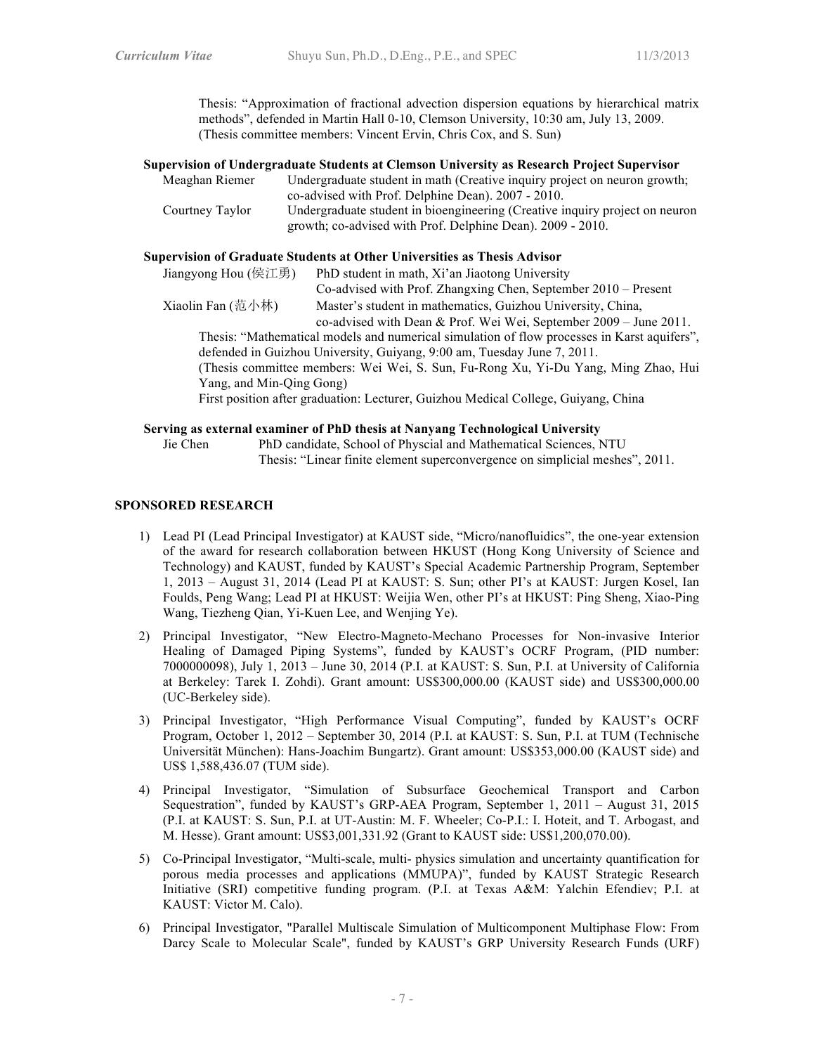Thesis: "Approximation of fractional advection dispersion equations by hierarchical matrix methods", defended in Martin Hall 0-10, Clemson University, 10:30 am, July 13, 2009. (Thesis committee members: Vincent Ervin, Chris Cox, and S. Sun)

**Supervision of Undergraduate Students at Clemson University as Research Project Supervisor**

Meaghan Riemer — Undergraduate student in math (Creative inquiry project on neuron growth; co-advised with Prof. Delphine Dean). 2007 - 2010.

Courtney Taylor — Undergraduate student in bioengineering (Creative inquiry project on neuron growth; co-advised with Prof. Delphine Dean). 2009 - 2010.

**Supervision of Graduate Students at Other Universities as Thesis Advisor**

Jiangyong Hou (侯江勇) — PhD student in math, Xi'an Jiaotong University
Co-advised with Prof. Zhangxing Chen, September 2010 – Present

Xiaolin Fan (范小林) — Master's student in mathematics, Guizhou University, China, co-advised with Dean & Prof. Wei Wei, September 2009 – June 2011.

Thesis: "Mathematical models and numerical simulation of flow processes in Karst aquifers", defended in Guizhou University, Guiyang, 9:00 am, Tuesday June 7, 2011.
(Thesis committee members: Wei Wei, S. Sun, Fu-Rong Xu, Yi-Du Yang, Ming Zhao, Hui Yang, and Min-Qing Gong)
First position after graduation: Lecturer, Guizhou Medical College, Guiyang, China

**Serving as external examiner of PhD thesis at Nanyang Technological University**

Jie Chen — PhD candidate, School of Physcial and Mathematical Sciences, NTU
Thesis: "Linear finite element superconvergence on simplicial meshes", 2011.

## SPONSORED RESEARCH

1) Lead PI (Lead Principal Investigator) at KAUST side, "Micro/nanofluidics", the one-year extension of the award for research collaboration between HKUST (Hong Kong University of Science and Technology) and KAUST, funded by KAUST's Special Academic Partnership Program, September 1, 2013 – August 31, 2014 (Lead PI at KAUST: S. Sun; other PI's at KAUST: Jurgen Kosel, Ian Foulds, Peng Wang; Lead PI at HKUST: Weijia Wen, other PI's at HKUST: Ping Sheng, Xiao-Ping Wang, Tiezheng Qian, Yi-Kuen Lee, and Wenjing Ye).

2) Principal Investigator, "New Electro-Magneto-Mechano Processes for Non-invasive Interior Healing of Damaged Piping Systems", funded by KAUST's OCRF Program, (PID number: 7000000098), July 1, 2013 – June 30, 2014 (P.I. at KAUST: S. Sun, P.I. at University of California at Berkeley: Tarek I. Zohdi). Grant amount: US$300,000.00 (KAUST side) and US$300,000.00 (UC-Berkeley side).

3) Principal Investigator, "High Performance Visual Computing", funded by KAUST's OCRF Program, October 1, 2012 – September 30, 2014 (P.I. at KAUST: S. Sun, P.I. at TUM (Technische Universität München): Hans-Joachim Bungartz). Grant amount: US$353,000.00 (KAUST side) and US$ 1,588,436.07 (TUM side).

4) Principal Investigator, "Simulation of Subsurface Geochemical Transport and Carbon Sequestration", funded by KAUST's GRP-AEA Program, September 1, 2011 – August 31, 2015 (P.I. at KAUST: S. Sun, P.I. at UT-Austin: M. F. Wheeler; Co-P.I.: I. Hoteit, and T. Arbogast, and M. Hesse). Grant amount: US$3,001,331.92 (Grant to KAUST side: US$1,200,070.00).

5) Co-Principal Investigator, "Multi-scale, multi- physics simulation and uncertainty quantification for porous media processes and applications (MMUPA)", funded by KAUST Strategic Research Initiative (SRI) competitive funding program. (P.I. at Texas A&M: Yalchin Efendiev; P.I. at KAUST: Victor M. Calo).

6) Principal Investigator, "Parallel Multiscale Simulation of Multicomponent Multiphase Flow: From Darcy Scale to Molecular Scale", funded by KAUST's GRP University Research Funds (URF)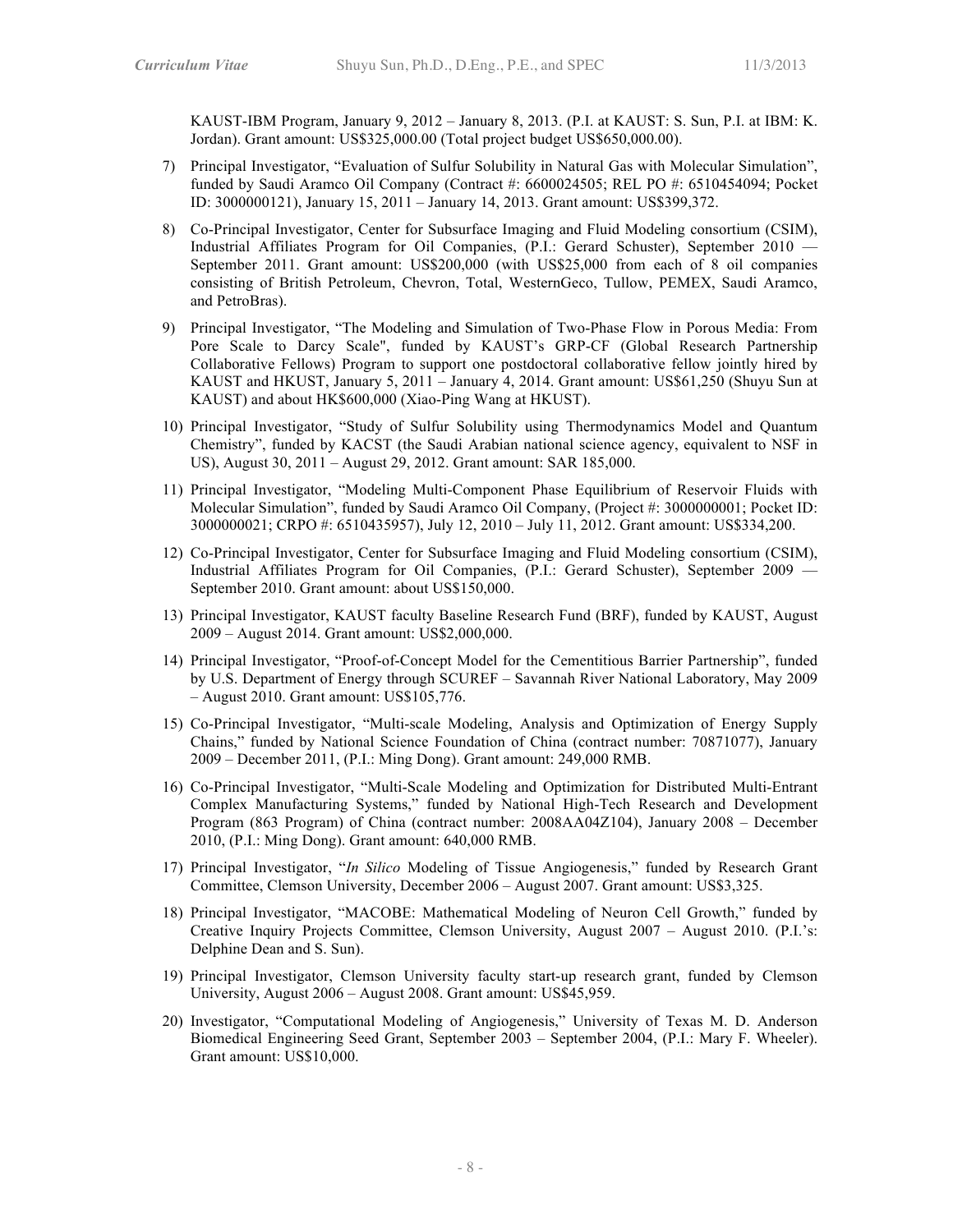KAUST-IBM Program, January 9, 2012 – January 8, 2013. (P.I. at KAUST: S. Sun, P.I. at IBM: K. Jordan). Grant amount: US$325,000.00 (Total project budget US$650,000.00).

7) Principal Investigator, "Evaluation of Sulfur Solubility in Natural Gas with Molecular Simulation", funded by Saudi Aramco Oil Company (Contract #: 6600024505; REL PO #: 6510454094; Pocket ID: 3000000121), January 15, 2011 – January 14, 2013. Grant amount: US$399,372.

8) Co-Principal Investigator, Center for Subsurface Imaging and Fluid Modeling consortium (CSIM), Industrial Affiliates Program for Oil Companies, (P.I.: Gerard Schuster), September 2010 — September 2011. Grant amount: US$200,000 (with US$25,000 from each of 8 oil companies consisting of British Petroleum, Chevron, Total, WesternGeco, Tullow, PEMEX, Saudi Aramco, and PetroBras).

9) Principal Investigator, "The Modeling and Simulation of Two-Phase Flow in Porous Media: From Pore Scale to Darcy Scale", funded by KAUST's GRP-CF (Global Research Partnership Collaborative Fellows) Program to support one postdoctoral collaborative fellow jointly hired by KAUST and HKUST, January 5, 2011 – January 4, 2014. Grant amount: US$61,250 (Shuyu Sun at KAUST) and about HK$600,000 (Xiao-Ping Wang at HKUST).

10) Principal Investigator, "Study of Sulfur Solubility using Thermodynamics Model and Quantum Chemistry", funded by KACST (the Saudi Arabian national science agency, equivalent to NSF in US), August 30, 2011 – August 29, 2012. Grant amount: SAR 185,000.

11) Principal Investigator, "Modeling Multi-Component Phase Equilibrium of Reservoir Fluids with Molecular Simulation", funded by Saudi Aramco Oil Company, (Project #: 3000000001; Pocket ID: 3000000021; CRPO #: 6510435957), July 12, 2010 – July 11, 2012. Grant amount: US$334,200.

12) Co-Principal Investigator, Center for Subsurface Imaging and Fluid Modeling consortium (CSIM), Industrial Affiliates Program for Oil Companies, (P.I.: Gerard Schuster), September 2009 — September 2010. Grant amount: about US$150,000.

13) Principal Investigator, KAUST faculty Baseline Research Fund (BRF), funded by KAUST, August 2009 – August 2014. Grant amount: US$2,000,000.

14) Principal Investigator, "Proof-of-Concept Model for the Cementitious Barrier Partnership", funded by U.S. Department of Energy through SCUREF – Savannah River National Laboratory, May 2009 – August 2010. Grant amount: US$105,776.

15) Co-Principal Investigator, "Multi-scale Modeling, Analysis and Optimization of Energy Supply Chains," funded by National Science Foundation of China (contract number: 70871077), January 2009 – December 2011, (P.I.: Ming Dong). Grant amount: 249,000 RMB.

16) Co-Principal Investigator, "Multi-Scale Modeling and Optimization for Distributed Multi-Entrant Complex Manufacturing Systems," funded by National High-Tech Research and Development Program (863 Program) of China (contract number: 2008AA04Z104), January 2008 – December 2010, (P.I.: Ming Dong). Grant amount: 640,000 RMB.

17) Principal Investigator, "*In Silico* Modeling of Tissue Angiogenesis," funded by Research Grant Committee, Clemson University, December 2006 – August 2007. Grant amount: US$3,325.

18) Principal Investigator, "MACOBE: Mathematical Modeling of Neuron Cell Growth," funded by Creative Inquiry Projects Committee, Clemson University, August 2007 – August 2010. (P.I.'s: Delphine Dean and S. Sun).

19) Principal Investigator, Clemson University faculty start-up research grant, funded by Clemson University, August 2006 – August 2008. Grant amount: US$45,959.

20) Investigator, "Computational Modeling of Angiogenesis," University of Texas M. D. Anderson Biomedical Engineering Seed Grant, September 2003 – September 2004, (P.I.: Mary F. Wheeler). Grant amount: US$10,000.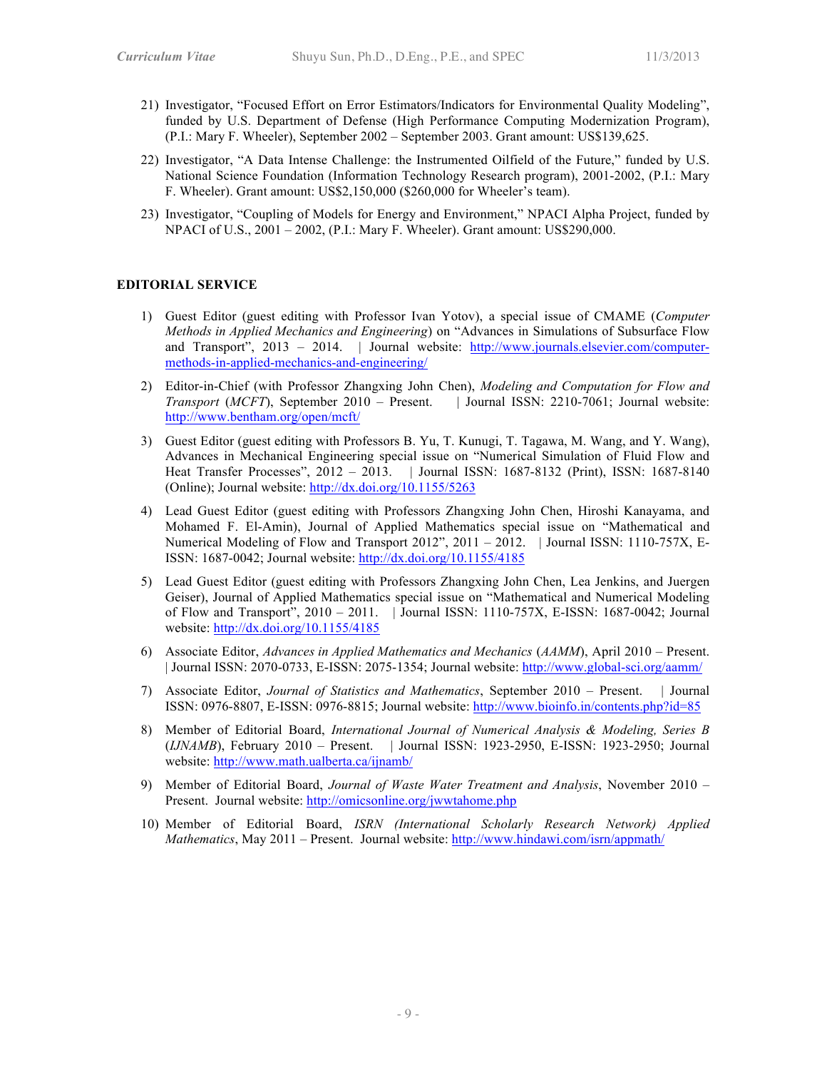21) Investigator, "Focused Effort on Error Estimators/Indicators for Environmental Quality Modeling", funded by U.S. Department of Defense (High Performance Computing Modernization Program), (P.I.: Mary F. Wheeler), September 2002 – September 2003. Grant amount: US$139,625.

22) Investigator, "A Data Intense Challenge: the Instrumented Oilfield of the Future," funded by U.S. National Science Foundation (Information Technology Research program), 2001-2002, (P.I.: Mary F. Wheeler). Grant amount: US$2,150,000 ($260,000 for Wheeler's team).

23) Investigator, "Coupling of Models for Energy and Environment," NPACI Alpha Project, funded by NPACI of U.S., 2001 – 2002, (P.I.: Mary F. Wheeler). Grant amount: US$290,000.

## EDITORIAL SERVICE

1) Guest Editor (guest editing with Professor Ivan Yotov), a special issue of CMAME (*Computer Methods in Applied Mechanics and Engineering*) on "Advances in Simulations of Subsurface Flow and Transport", 2013 – 2014. | Journal website: http://www.journals.elsevier.com/computer-methods-in-applied-mechanics-and-engineering/

2) Editor-in-Chief (with Professor Zhangxing John Chen), *Modeling and Computation for Flow and Transport* (*MCFT*), September 2010 – Present. | Journal ISSN: 2210-7061; Journal website: http://www.bentham.org/open/mcft/

3) Guest Editor (guest editing with Professors B. Yu, T. Kunugi, T. Tagawa, M. Wang, and Y. Wang), Advances in Mechanical Engineering special issue on "Numerical Simulation of Fluid Flow and Heat Transfer Processes", 2012 – 2013. | Journal ISSN: 1687-8132 (Print), ISSN: 1687-8140 (Online); Journal website: http://dx.doi.org/10.1155/5263

4) Lead Guest Editor (guest editing with Professors Zhangxing John Chen, Hiroshi Kanayama, and Mohamed F. El-Amin), Journal of Applied Mathematics special issue on "Mathematical and Numerical Modeling of Flow and Transport 2012", 2011 – 2012. | Journal ISSN: 1110-757X, E-ISSN: 1687-0042; Journal website: http://dx.doi.org/10.1155/4185

5) Lead Guest Editor (guest editing with Professors Zhangxing John Chen, Lea Jenkins, and Juergen Geiser), Journal of Applied Mathematics special issue on "Mathematical and Numerical Modeling of Flow and Transport", 2010 – 2011. | Journal ISSN: 1110-757X, E-ISSN: 1687-0042; Journal website: http://dx.doi.org/10.1155/4185

6) Associate Editor, *Advances in Applied Mathematics and Mechanics* (*AAMM*), April 2010 – Present. | Journal ISSN: 2070-0733, E-ISSN: 2075-1354; Journal website: http://www.global-sci.org/aamm/

7) Associate Editor, *Journal of Statistics and Mathematics*, September 2010 – Present. | Journal ISSN: 0976-8807, E-ISSN: 0976-8815; Journal website: http://www.bioinfo.in/contents.php?id=85

8) Member of Editorial Board, *International Journal of Numerical Analysis & Modeling, Series B* (*IJNAMB*), February 2010 – Present. | Journal ISSN: 1923-2950, E-ISSN: 1923-2950; Journal website: http://www.math.ualberta.ca/ijnamb/

9) Member of Editorial Board, *Journal of Waste Water Treatment and Analysis*, November 2010 – Present. Journal website: http://omicsonline.org/jwwtahome.php

10) Member of Editorial Board, *ISRN (International Scholarly Research Network) Applied Mathematics*, May 2011 – Present. Journal website: http://www.hindawi.com/isrn/appmath/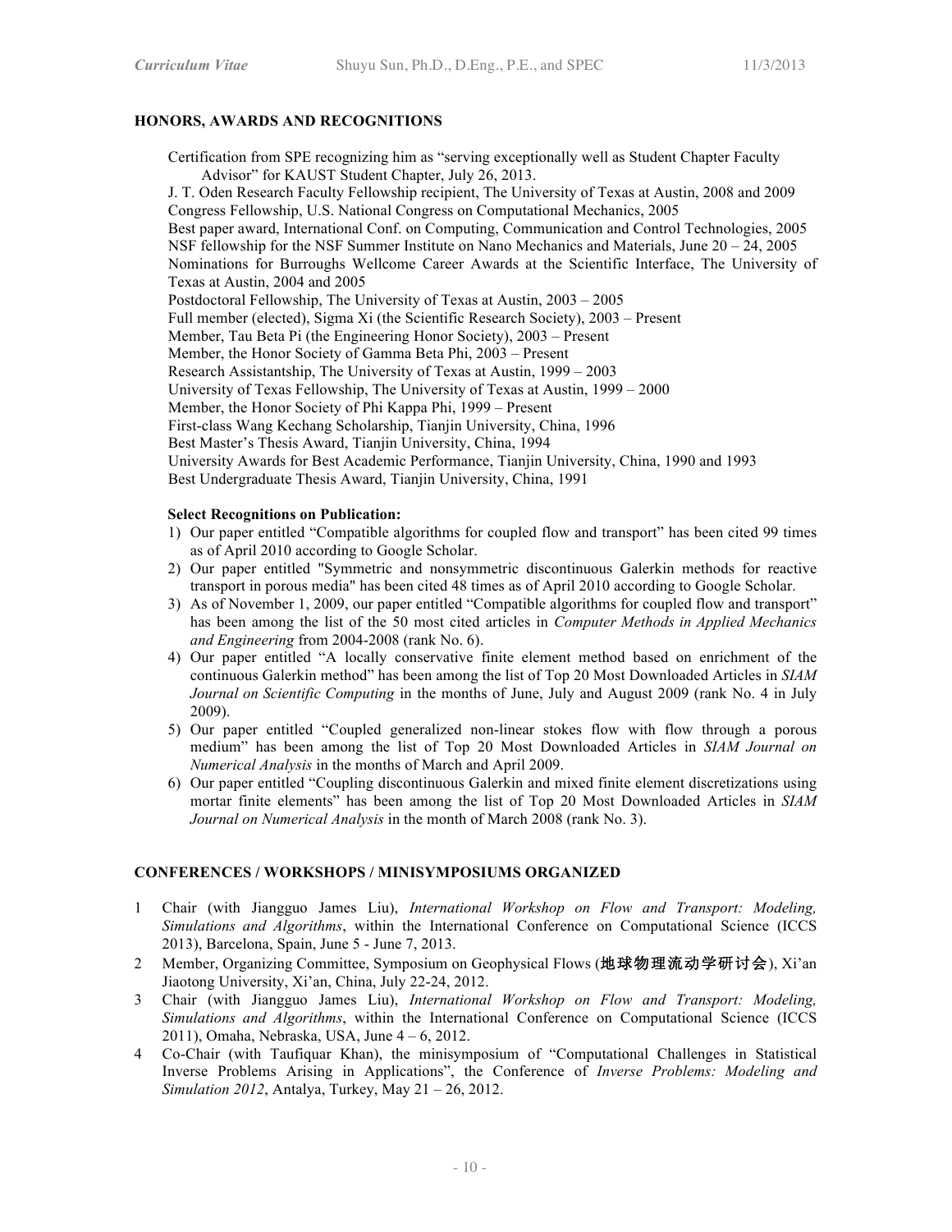## HONORS, AWARDS AND RECOGNITIONS

Certification from SPE recognizing him as "serving exceptionally well as Student Chapter Faculty Advisor" for KAUST Student Chapter, July 26, 2013.
J. T. Oden Research Faculty Fellowship recipient, The University of Texas at Austin, 2008 and 2009
Congress Fellowship, U.S. National Congress on Computational Mechanics, 2005
Best paper award, International Conf. on Computing, Communication and Control Technologies, 2005
NSF fellowship for the NSF Summer Institute on Nano Mechanics and Materials, June 20 – 24, 2005
Nominations for Burroughs Wellcome Career Awards at the Scientific Interface, The University of Texas at Austin, 2004 and 2005
Postdoctoral Fellowship, The University of Texas at Austin, 2003 – 2005
Full member (elected), Sigma Xi (the Scientific Research Society), 2003 – Present
Member, Tau Beta Pi (the Engineering Honor Society), 2003 – Present
Member, the Honor Society of Gamma Beta Phi, 2003 – Present
Research Assistantship, The University of Texas at Austin, 1999 – 2003
University of Texas Fellowship, The University of Texas at Austin, 1999 – 2000
Member, the Honor Society of Phi Kappa Phi, 1999 – Present
First-class Wang Kechang Scholarship, Tianjin University, China, 1996
Best Master's Thesis Award, Tianjin University, China, 1994
University Awards for Best Academic Performance, Tianjin University, China, 1990 and 1993
Best Undergraduate Thesis Award, Tianjin University, China, 1991

**Select Recognitions on Publication:**

1) Our paper entitled "Compatible algorithms for coupled flow and transport" has been cited 99 times as of April 2010 according to Google Scholar.
2) Our paper entitled "Symmetric and nonsymmetric discontinuous Galerkin methods for reactive transport in porous media" has been cited 48 times as of April 2010 according to Google Scholar.
3) As of November 1, 2009, our paper entitled "Compatible algorithms for coupled flow and transport" has been among the list of the 50 most cited articles in *Computer Methods in Applied Mechanics and Engineering* from 2004-2008 (rank No. 6).
4) Our paper entitled "A locally conservative finite element method based on enrichment of the continuous Galerkin method" has been among the list of Top 20 Most Downloaded Articles in *SIAM Journal on Scientific Computing* in the months of June, July and August 2009 (rank No. 4 in July 2009).
5) Our paper entitled "Coupled generalized non-linear stokes flow with flow through a porous medium" has been among the list of Top 20 Most Downloaded Articles in *SIAM Journal on Numerical Analysis* in the months of March and April 2009.
6) Our paper entitled "Coupling discontinuous Galerkin and mixed finite element discretizations using mortar finite elements" has been among the list of Top 20 Most Downloaded Articles in *SIAM Journal on Numerical Analysis* in the month of March 2008 (rank No. 3).

## CONFERENCES / WORKSHOPS / MINISYMPOSIUMS ORGANIZED

1 Chair (with Jiangguo James Liu), *International Workshop on Flow and Transport: Modeling, Simulations and Algorithms*, within the International Conference on Computational Science (ICCS 2013), Barcelona, Spain, June 5 - June 7, 2013.
2 Member, Organizing Committee, Symposium on Geophysical Flows (地球物理流动学研讨会), Xi'an Jiaotong University, Xi'an, China, July 22-24, 2012.
3 Chair (with Jiangguo James Liu), *International Workshop on Flow and Transport: Modeling, Simulations and Algorithms*, within the International Conference on Computational Science (ICCS 2011), Omaha, Nebraska, USA, June 4 – 6, 2012.
4 Co-Chair (with Taufiquar Khan), the minisymposium of "Computational Challenges in Statistical Inverse Problems Arising in Applications", the Conference of *Inverse Problems: Modeling and Simulation 2012*, Antalya, Turkey, May 21 – 26, 2012.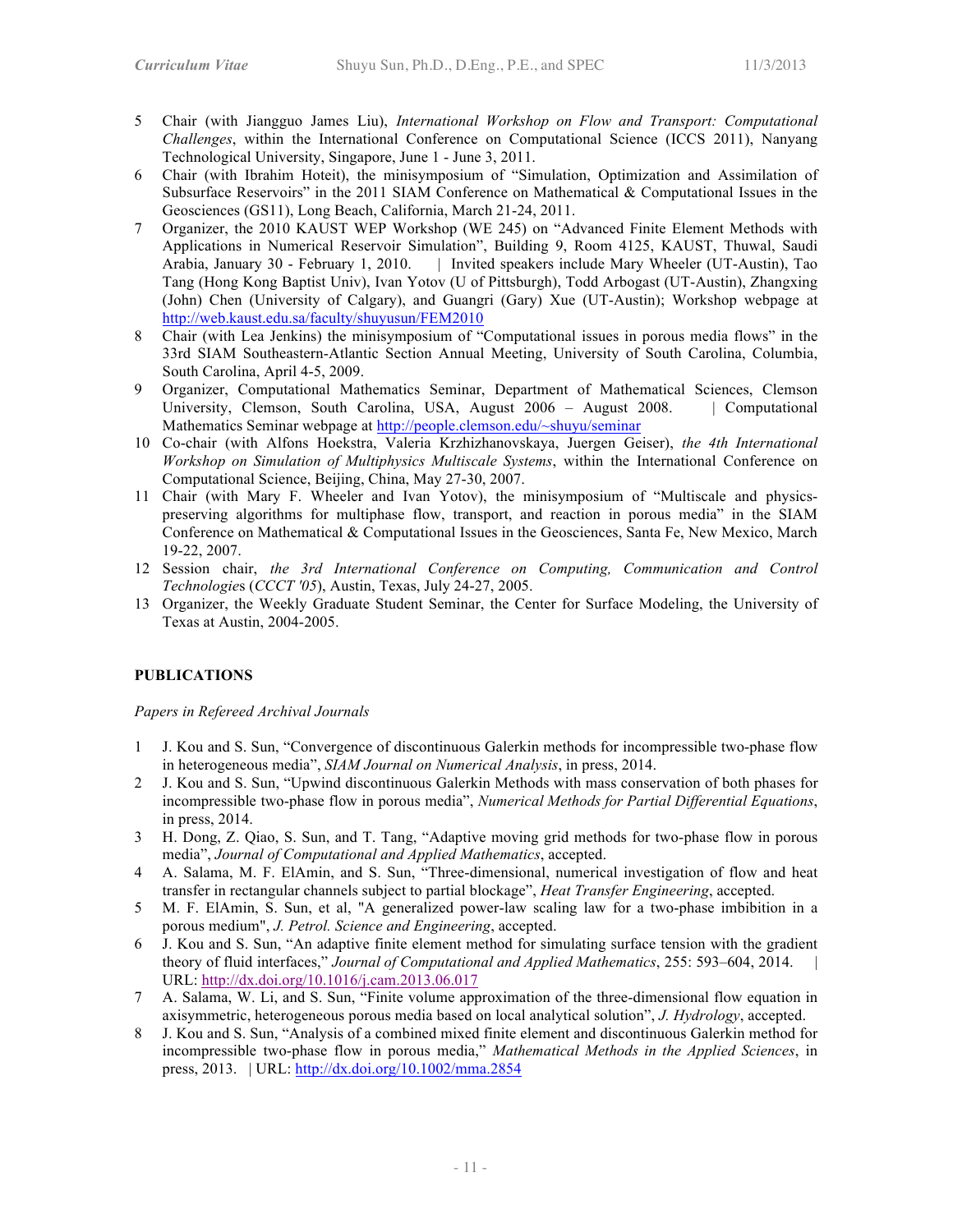5 Chair (with Jiangguo James Liu), *International Workshop on Flow and Transport: Computational Challenges*, within the International Conference on Computational Science (ICCS 2011), Nanyang Technological University, Singapore, June 1 - June 3, 2011.
6 Chair (with Ibrahim Hoteit), the minisymposium of "Simulation, Optimization and Assimilation of Subsurface Reservoirs" in the 2011 SIAM Conference on Mathematical & Computational Issues in the Geosciences (GS11), Long Beach, California, March 21-24, 2011.
7 Organizer, the 2010 KAUST WEP Workshop (WE 245) on "Advanced Finite Element Methods with Applications in Numerical Reservoir Simulation", Building 9, Room 4125, KAUST, Thuwal, Saudi Arabia, January 30 - February 1, 2010. | Invited speakers include Mary Wheeler (UT-Austin), Tao Tang (Hong Kong Baptist Univ), Ivan Yotov (U of Pittsburgh), Todd Arbogast (UT-Austin), Zhangxing (John) Chen (University of Calgary), and Guangri (Gary) Xue (UT-Austin); Workshop webpage at http://web.kaust.edu.sa/faculty/shuyusun/FEM2010
8 Chair (with Lea Jenkins) the minisymposium of "Computational issues in porous media flows" in the 33rd SIAM Southeastern-Atlantic Section Annual Meeting, University of South Carolina, Columbia, South Carolina, April 4-5, 2009.
9 Organizer, Computational Mathematics Seminar, Department of Mathematical Sciences, Clemson University, Clemson, South Carolina, USA, August 2006 – August 2008. | Computational Mathematics Seminar webpage at http://people.clemson.edu/~shuyu/seminar
10 Co-chair (with Alfons Hoekstra, Valeria Krzhizhanovskaya, Juergen Geiser), *the 4th International Workshop on Simulation of Multiphysics Multiscale Systems*, within the International Conference on Computational Science, Beijing, China, May 27-30, 2007.
11 Chair (with Mary F. Wheeler and Ivan Yotov), the minisymposium of "Multiscale and physics-preserving algorithms for multiphase flow, transport, and reaction in porous media" in the SIAM Conference on Mathematical & Computational Issues in the Geosciences, Santa Fe, New Mexico, March 19-22, 2007.
12 Session chair, *the 3rd International Conference on Computing, Communication and Control Technologies* (*CCCT '05*), Austin, Texas, July 24-27, 2005.
13 Organizer, the Weekly Graduate Student Seminar, the Center for Surface Modeling, the University of Texas at Austin, 2004-2005.

## PUBLICATIONS

*Papers in Refereed Archival Journals*

1 J. Kou and S. Sun, "Convergence of discontinuous Galerkin methods for incompressible two-phase flow in heterogeneous media", *SIAM Journal on Numerical Analysis*, in press, 2014.
2 J. Kou and S. Sun, "Upwind discontinuous Galerkin Methods with mass conservation of both phases for incompressible two-phase flow in porous media", *Numerical Methods for Partial Differential Equations*, in press, 2014.
3 H. Dong, Z. Qiao, S. Sun, and T. Tang, "Adaptive moving grid methods for two-phase flow in porous media", *Journal of Computational and Applied Mathematics*, accepted.
4 A. Salama, M. F. ElAmin, and S. Sun, "Three-dimensional, numerical investigation of flow and heat transfer in rectangular channels subject to partial blockage", *Heat Transfer Engineering*, accepted.
5 M. F. ElAmin, S. Sun, et al, "A generalized power-law scaling law for a two-phase imbibition in a porous medium", *J. Petrol. Science and Engineering*, accepted.
6 J. Kou and S. Sun, "An adaptive finite element method for simulating surface tension with the gradient theory of fluid interfaces," *Journal of Computational and Applied Mathematics*, 255: 593–604, 2014. | URL: http://dx.doi.org/10.1016/j.cam.2013.06.017
7 A. Salama, W. Li, and S. Sun, "Finite volume approximation of the three-dimensional flow equation in axisymmetric, heterogeneous porous media based on local analytical solution", *J. Hydrology*, accepted.
8 J. Kou and S. Sun, "Analysis of a combined mixed finite element and discontinuous Galerkin method for incompressible two-phase flow in porous media," *Mathematical Methods in the Applied Sciences*, in press, 2013. | URL: http://dx.doi.org/10.1002/mma.2854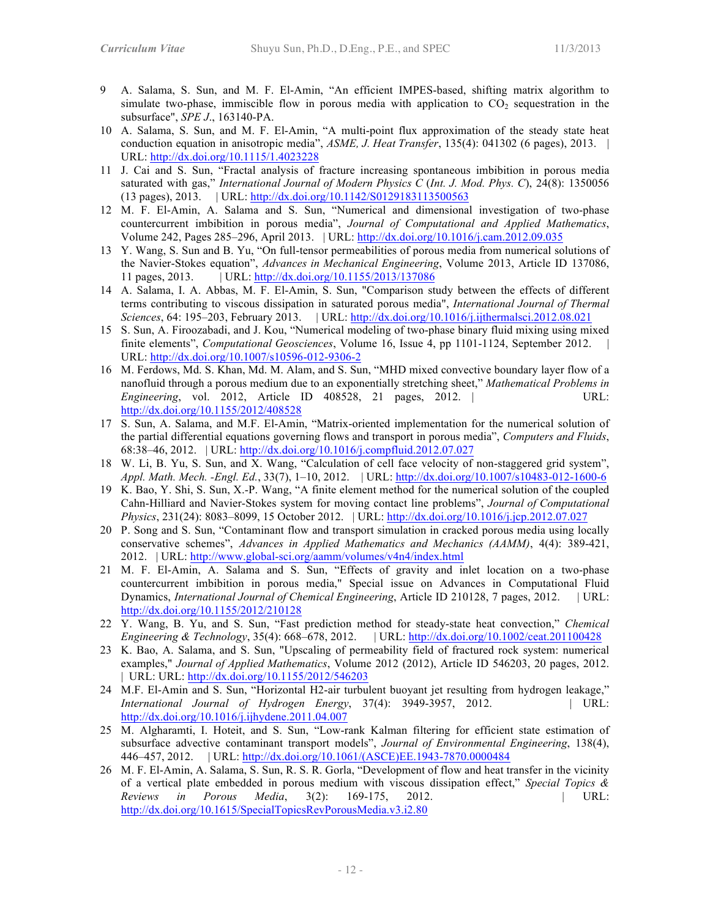9 A. Salama, S. Sun, and M. F. El-Amin, “An efficient IMPES-based, shifting matrix algorithm to simulate two-phase, immiscible flow in porous media with application to $CO_2$ sequestration in the subsurface", *SPE J.*, 163140-PA.

10 A. Salama, S. Sun, and M. F. El-Amin, “A multi-point flux approximation of the steady state heat conduction equation in anisotropic media”, *ASME, J. Heat Transfer*, 135(4): 041302 (6 pages), 2013. | URL: http://dx.doi.org/10.1115/1.4023228

11 J. Cai and S. Sun, “Fractal analysis of fracture increasing spontaneous imbibition in porous media saturated with gas,” *International Journal of Modern Physics C* (*Int. J. Mod. Phys. C*), 24(8): 1350056 (13 pages), 2013. | URL: http://dx.doi.org/10.1142/S0129183113500563

12 M. F. El-Amin, A. Salama and S. Sun, “Numerical and dimensional investigation of two-phase countercurrent imbibition in porous media”, *Journal of Computational and Applied Mathematics*, Volume 242, Pages 285–296, April 2013. | URL: http://dx.doi.org/10.1016/j.cam.2012.09.035

13 Y. Wang, S. Sun and B. Yu, “On full-tensor permeabilities of porous media from numerical solutions of the Navier-Stokes equation”, *Advances in Mechanical Engineering*, Volume 2013, Article ID 137086, 11 pages, 2013. | URL: http://dx.doi.org/10.1155/2013/137086

14 A. Salama, I. A. Abbas, M. F. El-Amin, S. Sun, "Comparison study between the effects of different terms contributing to viscous dissipation in saturated porous media", *International Journal of Thermal Sciences*, 64: 195–203, February 2013. | URL: http://dx.doi.org/10.1016/j.ijthermalsci.2012.08.021

15 S. Sun, A. Firoozabadi, and J. Kou, “Numerical modeling of two-phase binary fluid mixing using mixed finite elements”, *Computational Geosciences*, Volume 16, Issue 4, pp 1101-1124, September 2012. | URL: http://dx.doi.org/10.1007/s10596-012-9306-2

16 M. Ferdows, Md. S. Khan, Md. M. Alam, and S. Sun, “MHD mixed convective boundary layer flow of a nanofluid through a porous medium due to an exponentially stretching sheet,” *Mathematical Problems in Engineering*, vol. 2012, Article ID 408528, 21 pages, 2012. | URL: http://dx.doi.org/10.1155/2012/408528

17 S. Sun, A. Salama, and M.F. El-Amin, “Matrix-oriented implementation for the numerical solution of the partial differential equations governing flows and transport in porous media”, *Computers and Fluids*, 68:38–46, 2012. | URL: http://dx.doi.org/10.1016/j.compfluid.2012.07.027

18 W. Li, B. Yu, S. Sun, and X. Wang, “Calculation of cell face velocity of non-staggered grid system”, *Appl. Math. Mech. -Engl. Ed.*, 33(7), 1–10, 2012. | URL: http://dx.doi.org/10.1007/s10483-012-1600-6

19 K. Bao, Y. Shi, S. Sun, X.-P. Wang, “A finite element method for the numerical solution of the coupled Cahn-Hilliard and Navier-Stokes system for moving contact line problems”, *Journal of Computational Physics*, 231(24): 8083–8099, 15 October 2012. | URL: http://dx.doi.org/10.1016/j.jcp.2012.07.027

20 P. Song and S. Sun, “Contaminant flow and transport simulation in cracked porous media using locally conservative schemes”, *Advances in Applied Mathematics and Mechanics (AAMM)*, 4(4): 389-421, 2012. | URL: http://www.global-sci.org/aamm/volumes/v4n4/index.html

21 M. F. El-Amin, A. Salama and S. Sun, “Effects of gravity and inlet location on a two-phase countercurrent imbibition in porous media," Special issue on Advances in Computational Fluid Dynamics, *International Journal of Chemical Engineering*, Article ID 210128, 7 pages, 2012. | URL: http://dx.doi.org/10.1155/2012/210128

22 Y. Wang, B. Yu, and S. Sun, “Fast prediction method for steady-state heat convection,” *Chemical Engineering & Technology*, 35(4): 668–678, 2012. | URL: http://dx.doi.org/10.1002/ceat.201100428

23 K. Bao, A. Salama, and S. Sun, "Upscaling of permeability field of fractured rock system: numerical examples," *Journal of Applied Mathematics*, Volume 2012 (2012), Article ID 546203, 20 pages, 2012. | URL: URL: http://dx.doi.org/10.1155/2012/546203

24 M.F. El-amin and S. Sun, “Horizontal H2-air turbulent buoyant jet resulting from hydrogen leakage,” *International Journal of Hydrogen Energy*, 37(4): 3949-3957, 2012. | URL: http://dx.doi.org/10.1016/j.ijhydene.2011.04.007

25 M. Algharamti, I. Hoteit, and S. Sun, “Low-rank Kalman filtering for efficient state estimation of subsurface advective contaminant transport models”, *Journal of Environmental Engineering*, 138(4), 446–457, 2012. | URL: http://dx.doi.org/10.1061/(ASCE)EE.1943-7870.0000484

26 M. F. El-Amin, A. Salama, S. Sun, R. S. R. Gorla, “Development of flow and heat transfer in the vicinity of a vertical plate embedded in porous medium with viscous dissipation effect,” *Special Topics & Reviews in Porous Media*, 3(2): 169-175, 2012. | URL: http://dx.doi.org/10.1615/SpecialTopicsRevPorousMedia.v3.i2.80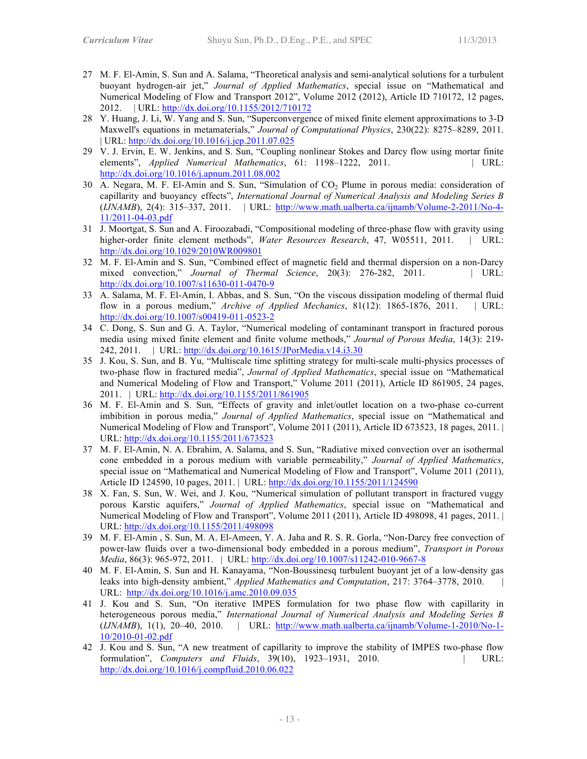27 M. F. El-Amin, S. Sun and A. Salama, "Theoretical analysis and semi-analytical solutions for a turbulent buoyant hydrogen-air jet," *Journal of Applied Mathematics*, special issue on "Mathematical and Numerical Modeling of Flow and Transport 2012", Volume 2012 (2012), Article ID 710172, 12 pages, 2012. | URL: http://dx.doi.org/10.1155/2012/710172

28 Y. Huang, J. Li, W. Yang and S. Sun, "Superconvergence of mixed finite element approximations to 3-D Maxwell's equations in metamaterials," *Journal of Computational Physics*, 230(22): 8275–8289, 2011. | URL: http://dx.doi.org/10.1016/j.jcp.2011.07.025

29 V. J. Ervin, E. W. Jenkins, and S. Sun, "Coupling nonlinear Stokes and Darcy flow using mortar finite elements", *Applied Numerical Mathematics*, 61: 1198–1222, 2011. | URL: http://dx.doi.org/10.1016/j.apnum.2011.08.002

30 A. Negara, M. F. El-Amin and S. Sun, "Simulation of $CO_2$ Plume in porous media: consideration of capillarity and buoyancy effects", *International Journal of Numerical Analysis and Modeling Series B* (*IJNAMB*), 2(4): 315–337, 2011. | URL: http://www.math.ualberta.ca/ijnamb/Volume-2-2011/No-4-11/2011-04-03.pdf

31 J. Moortgat, S. Sun and A. Firoozabadi, "Compositional modeling of three-phase flow with gravity using higher-order finite element methods", *Water Resources Research*, 47, W05511, 2011. | URL: http://dx.doi.org/10.1029/2010WR009801

32 M. F. El-Amin and S. Sun, "Combined effect of magnetic field and thermal dispersion on a non-Darcy mixed convection," *Journal of Thermal Science*, 20(3): 276-282, 2011. | URL: http://dx.doi.org/10.1007/s11630-011-0470-9

33 A. Salama, M. F. El-Amin, I. Abbas, and S. Sun, "On the viscous dissipation modeling of thermal fluid flow in a porous medium," *Archive of Applied Mechanics*, 81(12): 1865-1876, 2011. | URL: http://dx.doi.org/10.1007/s00419-011-0523-2

34 C. Dong, S. Sun and G. A. Taylor, "Numerical modeling of contaminant transport in fractured porous media using mixed finite element and finite volume methods," *Journal of Porous Media*, 14(3): 219-242, 2011. | URL: http://dx.doi.org/10.1615/JPorMedia.v14.i3.30

35 J. Kou, S. Sun, and B. Yu, "Multiscale time splitting strategy for multi-scale multi-physics processes of two-phase flow in fractured media", *Journal of Applied Mathematics*, special issue on "Mathematical and Numerical Modeling of Flow and Transport," Volume 2011 (2011), Article ID 861905, 24 pages, 2011. | URL: http://dx.doi.org/10.1155/2011/861905

36 M. F. El-Amin and S. Sun, "Effects of gravity and inlet/outlet location on a two-phase co-current imbibition in porous media," *Journal of Applied Mathematics*, special issue on "Mathematical and Numerical Modeling of Flow and Transport", Volume 2011 (2011), Article ID 673523, 18 pages, 2011. | URL: http://dx.doi.org/10.1155/2011/673523

37 M. F. El-Amin, N. A. Ebrahim, A. Salama, and S. Sun, "Radiative mixed convection over an isothermal cone embedded in a porous medium with variable permeability," *Journal of Applied Mathematics*, special issue on "Mathematical and Numerical Modeling of Flow and Transport", Volume 2011 (2011), Article ID 124590, 10 pages, 2011. | URL: http://dx.doi.org/10.1155/2011/124590

38 X. Fan, S. Sun, W. Wei, and J. Kou, "Numerical simulation of pollutant transport in fractured vuggy porous Karstic aquifers," *Journal of Applied Mathematics*, special issue on "Mathematical and Numerical Modeling of Flow and Transport", Volume 2011 (2011), Article ID 498098, 41 pages, 2011. | URL: http://dx.doi.org/10.1155/2011/498098

39 M. F. El-Amin , S. Sun, M. A. El-Ameen, Y. A. Jaha and R. S. R. Gorla, "Non-Darcy free convection of power-law fluids over a two-dimensional body embedded in a porous medium", *Transport in Porous Media*, 86(3): 965-972, 2011. | URL: http://dx.doi.org/10.1007/s11242-010-9667-8

40 M. F. El-Amin, S. Sun and H. Kanayama, "Non-Boussinesq turbulent buoyant jet of a low-density gas leaks into high-density ambient," *Applied Mathematics and Computation*, 217: 3764–3778, 2010. | URL: http://dx.doi.org/10.1016/j.amc.2010.09.035

41 J. Kou and S. Sun, "On iterative IMPES formulation for two phase flow with capillarity in heterogeneous porous media," *International Journal of Numerical Analysis and Modeling Series B* (*IJNAMB*), 1(1), 20–40, 2010. | URL: http://www.math.ualberta.ca/ijnamb/Volume-1-2010/No-1-10/2010-01-02.pdf

42 J. Kou and S. Sun, "A new treatment of capillarity to improve the stability of IMPES two-phase flow formulation", *Computers and Fluids*, 39(10), 1923–1931, 2010. | URL: http://dx.doi.org/10.1016/j.compfluid.2010.06.022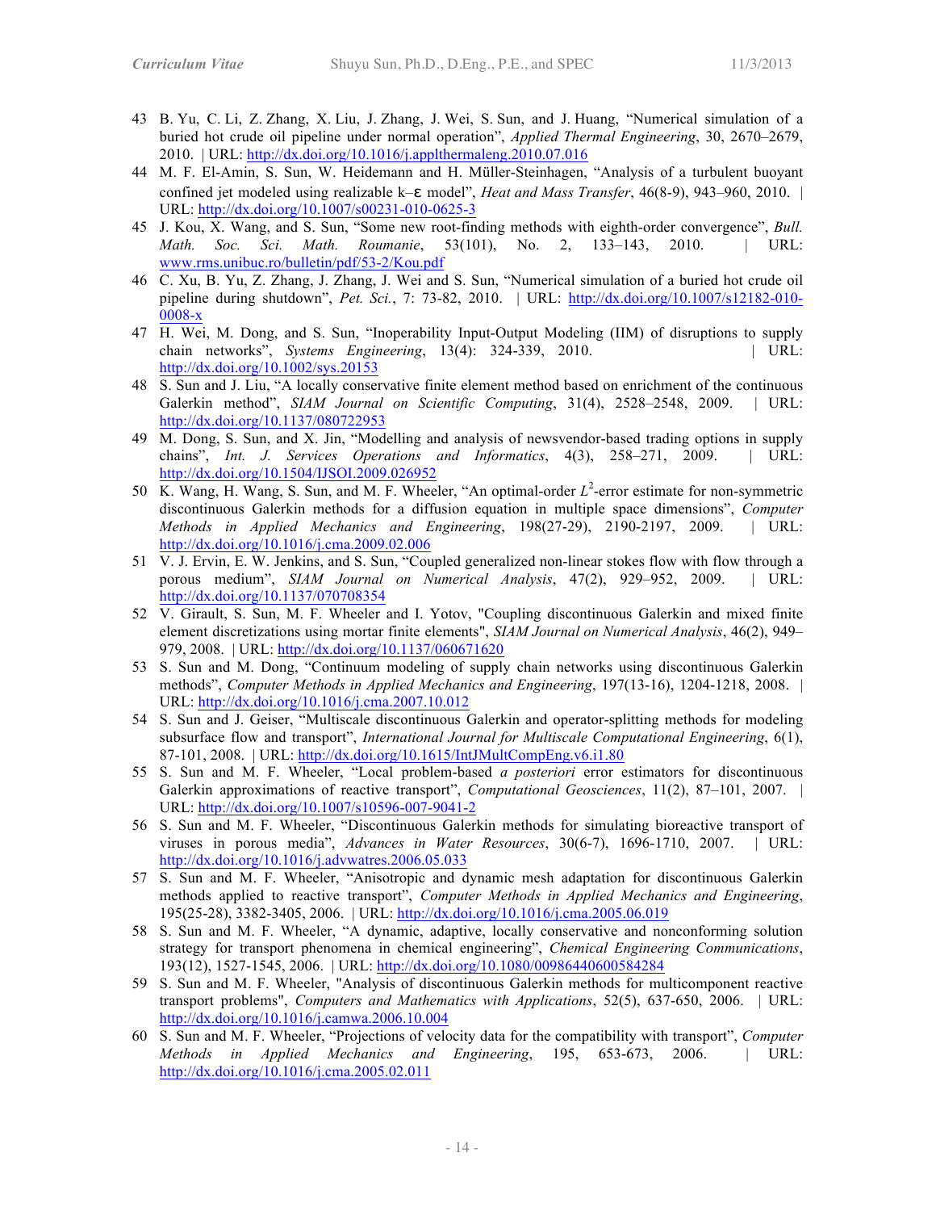43 B. Yu, C. Li, Z. Zhang, X. Liu, J. Zhang, J. Wei, S. Sun, and J. Huang, "Numerical simulation of a buried hot crude oil pipeline under normal operation", *Applied Thermal Engineering*, 30, 2670–2679, 2010. | URL: http://dx.doi.org/10.1016/j.applthermaleng.2010.07.016

44 M. F. El-Amin, S. Sun, W. Heidemann and H. Müller-Steinhagen, "Analysis of a turbulent buoyant confined jet modeled using realizable k–ε model", *Heat and Mass Transfer*, 46(8-9), 943–960, 2010. | URL: http://dx.doi.org/10.1007/s00231-010-0625-3

45 J. Kou, X. Wang, and S. Sun, "Some new root-finding methods with eighth-order convergence", *Bull. Math. Soc. Sci. Math. Roumanie*, 53(101), No. 2, 133–143, 2010. | URL: www.rms.unibuc.ro/bulletin/pdf/53-2/Kou.pdf

46 C. Xu, B. Yu, Z. Zhang, J. Zhang, J. Wei and S. Sun, "Numerical simulation of a buried hot crude oil pipeline during shutdown", *Pet. Sci.*, 7: 73-82, 2010. | URL: http://dx.doi.org/10.1007/s12182-010-0008-x

47 H. Wei, M. Dong, and S. Sun, "Inoperability Input-Output Modeling (IIM) of disruptions to supply chain networks", *Systems Engineering*, 13(4): 324-339, 2010. | URL: http://dx.doi.org/10.1002/sys.20153

48 S. Sun and J. Liu, "A locally conservative finite element method based on enrichment of the continuous Galerkin method", *SIAM Journal on Scientific Computing*, 31(4), 2528–2548, 2009. | URL: http://dx.doi.org/10.1137/080722953

49 M. Dong, S. Sun, and X. Jin, "Modelling and analysis of newsvendor-based trading options in supply chains", *Int. J. Services Operations and Informatics*, 4(3), 258–271, 2009. | URL: http://dx.doi.org/10.1504/IJSOI.2009.026952

50 K. Wang, H. Wang, S. Sun, and M. F. Wheeler, "An optimal-order $L^2$-error estimate for non-symmetric discontinuous Galerkin methods for a diffusion equation in multiple space dimensions", *Computer Methods in Applied Mechanics and Engineering*, 198(27-29), 2190-2197, 2009. | URL: http://dx.doi.org/10.1016/j.cma.2009.02.006

51 V. J. Ervin, E. W. Jenkins, and S. Sun, "Coupled generalized non-linear stokes flow with flow through a porous medium", *SIAM Journal on Numerical Analysis*, 47(2), 929–952, 2009. | URL: http://dx.doi.org/10.1137/070708354

52 V. Girault, S. Sun, M. F. Wheeler and I. Yotov, "Coupling discontinuous Galerkin and mixed finite element discretizations using mortar finite elements", *SIAM Journal on Numerical Analysis*, 46(2), 949–979, 2008. | URL: http://dx.doi.org/10.1137/060671620

53 S. Sun and M. Dong, "Continuum modeling of supply chain networks using discontinuous Galerkin methods", *Computer Methods in Applied Mechanics and Engineering*, 197(13-16), 1204-1218, 2008. | URL: http://dx.doi.org/10.1016/j.cma.2007.10.012

54 S. Sun and J. Geiser, "Multiscale discontinuous Galerkin and operator-splitting methods for modeling subsurface flow and transport", *International Journal for Multiscale Computational Engineering*, 6(1), 87-101, 2008. | URL: http://dx.doi.org/10.1615/IntJMultCompEng.v6.i1.80

55 S. Sun and M. F. Wheeler, "Local problem-based *a posteriori* error estimators for discontinuous Galerkin approximations of reactive transport", *Computational Geosciences*, 11(2), 87–101, 2007. | URL: http://dx.doi.org/10.1007/s10596-007-9041-2

56 S. Sun and M. F. Wheeler, "Discontinuous Galerkin methods for simulating bioreactive transport of viruses in porous media", *Advances in Water Resources*, 30(6-7), 1696-1710, 2007. | URL: http://dx.doi.org/10.1016/j.advwatres.2006.05.033

57 S. Sun and M. F. Wheeler, "Anisotropic and dynamic mesh adaptation for discontinuous Galerkin methods applied to reactive transport", *Computer Methods in Applied Mechanics and Engineering*, 195(25-28), 3382-3405, 2006. | URL: http://dx.doi.org/10.1016/j.cma.2005.06.019

58 S. Sun and M. F. Wheeler, "A dynamic, adaptive, locally conservative and nonconforming solution strategy for transport phenomena in chemical engineering", *Chemical Engineering Communications*, 193(12), 1527-1545, 2006. | URL: http://dx.doi.org/10.1080/00986440600584284

59 S. Sun and M. F. Wheeler, "Analysis of discontinuous Galerkin methods for multicomponent reactive transport problems", *Computers and Mathematics with Applications*, 52(5), 637-650, 2006. | URL: http://dx.doi.org/10.1016/j.camwa.2006.10.004

60 S. Sun and M. F. Wheeler, "Projections of velocity data for the compatibility with transport", *Computer Methods in Applied Mechanics and Engineering*, 195, 653-673, 2006. | URL: http://dx.doi.org/10.1016/j.cma.2005.02.011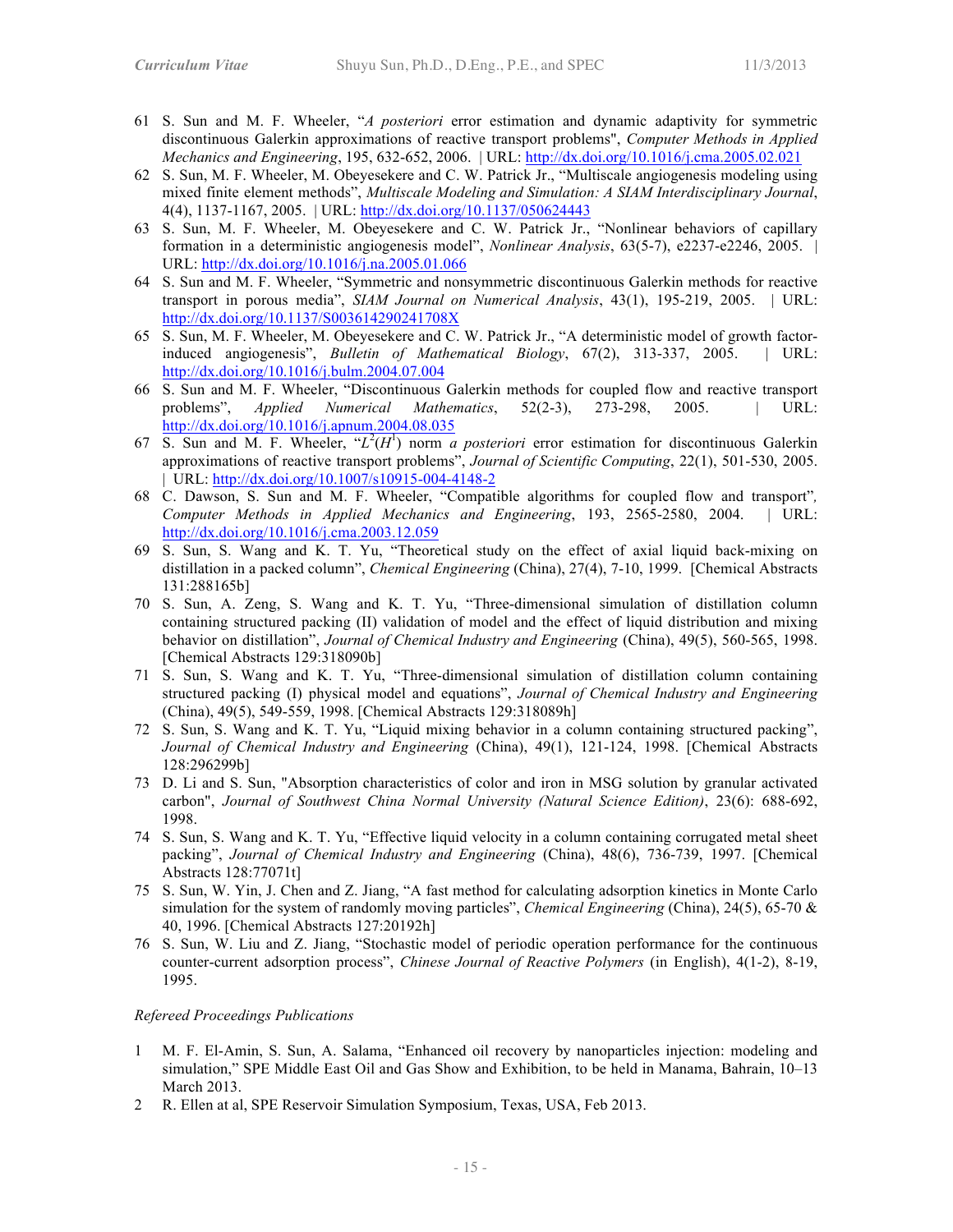61 S. Sun and M. F. Wheeler, "*A posteriori* error estimation and dynamic adaptivity for symmetric discontinuous Galerkin approximations of reactive transport problems", *Computer Methods in Applied Mechanics and Engineering*, 195, 632-652, 2006. | URL: http://dx.doi.org/10.1016/j.cma.2005.02.021

62 S. Sun, M. F. Wheeler, M. Obeyesekere and C. W. Patrick Jr., "Multiscale angiogenesis modeling using mixed finite element methods", *Multiscale Modeling and Simulation: A SIAM Interdisciplinary Journal*, 4(4), 1137-1167, 2005. | URL: http://dx.doi.org/10.1137/050624443

63 S. Sun, M. F. Wheeler, M. Obeyesekere and C. W. Patrick Jr., "Nonlinear behaviors of capillary formation in a deterministic angiogenesis model", *Nonlinear Analysis*, 63(5-7), e2237-e2246, 2005. | URL: http://dx.doi.org/10.1016/j.na.2005.01.066

64 S. Sun and M. F. Wheeler, "Symmetric and nonsymmetric discontinuous Galerkin methods for reactive transport in porous media", *SIAM Journal on Numerical Analysis*, 43(1), 195-219, 2005. | URL: http://dx.doi.org/10.1137/S003614290241708X

65 S. Sun, M. F. Wheeler, M. Obeyesekere and C. W. Patrick Jr., "A deterministic model of growth factor-induced angiogenesis", *Bulletin of Mathematical Biology*, 67(2), 313-337, 2005. | URL: http://dx.doi.org/10.1016/j.bulm.2004.07.004

66 S. Sun and M. F. Wheeler, "Discontinuous Galerkin methods for coupled flow and reactive transport problems", *Applied Numerical Mathematics*, 52(2-3), 273-298, 2005. | URL: http://dx.doi.org/10.1016/j.apnum.2004.08.035

67 S. Sun and M. F. Wheeler, "$L^2(H^1)$ norm *a posteriori* error estimation for discontinuous Galerkin approximations of reactive transport problems", *Journal of Scientific Computing*, 22(1), 501-530, 2005. | URL: http://dx.doi.org/10.1007/s10915-004-4148-2

68 C. Dawson, S. Sun and M. F. Wheeler, "Compatible algorithms for coupled flow and transport", *Computer Methods in Applied Mechanics and Engineering*, 193, 2565-2580, 2004. | URL: http://dx.doi.org/10.1016/j.cma.2003.12.059

69 S. Sun, S. Wang and K. T. Yu, "Theoretical study on the effect of axial liquid back-mixing on distillation in a packed column", *Chemical Engineering* (China), 27(4), 7-10, 1999. [Chemical Abstracts 131:288165b]

70 S. Sun, A. Zeng, S. Wang and K. T. Yu, "Three-dimensional simulation of distillation column containing structured packing (II) validation of model and the effect of liquid distribution and mixing behavior on distillation", *Journal of Chemical Industry and Engineering* (China), 49(5), 560-565, 1998. [Chemical Abstracts 129:318090b]

71 S. Sun, S. Wang and K. T. Yu, "Three-dimensional simulation of distillation column containing structured packing (I) physical model and equations", *Journal of Chemical Industry and Engineering* (China), 49(5), 549-559, 1998. [Chemical Abstracts 129:318089h]

72 S. Sun, S. Wang and K. T. Yu, "Liquid mixing behavior in a column containing structured packing", *Journal of Chemical Industry and Engineering* (China), 49(1), 121-124, 1998. [Chemical Abstracts 128:296299b]

73 D. Li and S. Sun, "Absorption characteristics of color and iron in MSG solution by granular activated carbon", *Journal of Southwest China Normal University (Natural Science Edition)*, 23(6): 688-692, 1998.

74 S. Sun, S. Wang and K. T. Yu, "Effective liquid velocity in a column containing corrugated metal sheet packing", *Journal of Chemical Industry and Engineering* (China), 48(6), 736-739, 1997. [Chemical Abstracts 128:77071t]

75 S. Sun, W. Yin, J. Chen and Z. Jiang, "A fast method for calculating adsorption kinetics in Monte Carlo simulation for the system of randomly moving particles", *Chemical Engineering* (China), 24(5), 65-70 & 40, 1996. [Chemical Abstracts 127:20192h]

76 S. Sun, W. Liu and Z. Jiang, "Stochastic model of periodic operation performance for the continuous counter-current adsorption process", *Chinese Journal of Reactive Polymers* (in English), 4(1-2), 8-19, 1995.

*Refereed Proceedings Publications*

1 M. F. El-Amin, S. Sun, A. Salama, "Enhanced oil recovery by nanoparticles injection: modeling and simulation," SPE Middle East Oil and Gas Show and Exhibition, to be held in Manama, Bahrain, 10–13 March 2013.

2 R. Ellen at al, SPE Reservoir Simulation Symposium, Texas, USA, Feb 2013.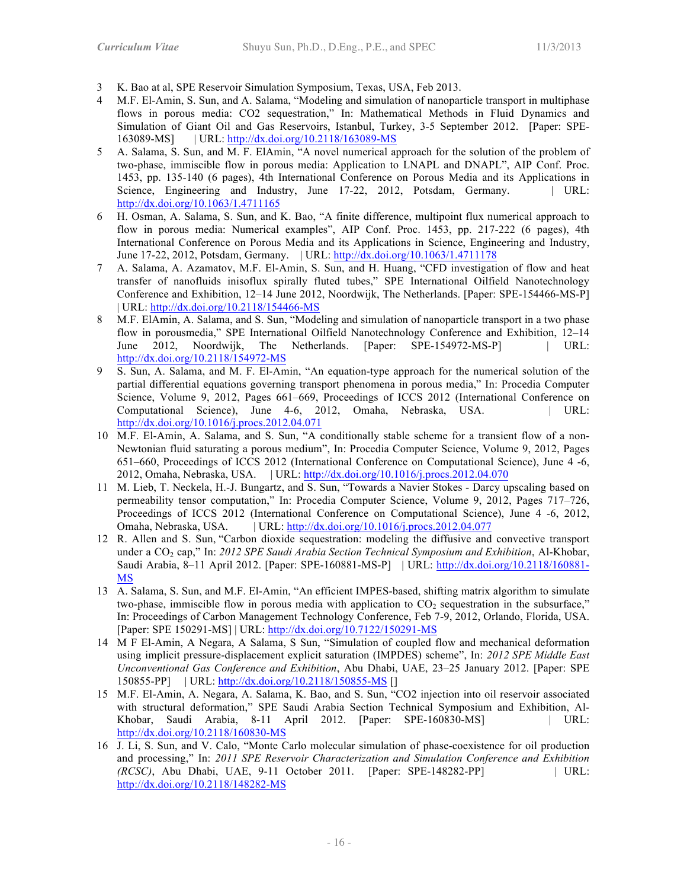3 K. Bao at al, SPE Reservoir Simulation Symposium, Texas, USA, Feb 2013.

4 M.F. El-Amin, S. Sun, and A. Salama, "Modeling and simulation of nanoparticle transport in multiphase flows in porous media: CO2 sequestration," In: Mathematical Methods in Fluid Dynamics and Simulation of Giant Oil and Gas Reservoirs, Istanbul, Turkey, 3-5 September 2012. [Paper: SPE-163089-MS] | URL: http://dx.doi.org/10.2118/163089-MS

5 A. Salama, S. Sun, and M. F. ElAmin, "A novel numerical approach for the solution of the problem of two-phase, immiscible flow in porous media: Application to LNAPL and DNAPL", AIP Conf. Proc. 1453, pp. 135-140 (6 pages), 4th International Conference on Porous Media and its Applications in Science, Engineering and Industry, June 17-22, 2012, Potsdam, Germany. | URL: http://dx.doi.org/10.1063/1.4711165

6 H. Osman, A. Salama, S. Sun, and K. Bao, "A finite difference, multipoint flux numerical approach to flow in porous media: Numerical examples", AIP Conf. Proc. 1453, pp. 217-222 (6 pages), 4th International Conference on Porous Media and its Applications in Science, Engineering and Industry, June 17-22, 2012, Potsdam, Germany. | URL: http://dx.doi.org/10.1063/1.4711178

7 A. Salama, A. Azamatov, M.F. El-Amin, S. Sun, and H. Huang, "CFD investigation of flow and heat transfer of nanofluids inisoflux spirally fluted tubes," SPE International Oilfield Nanotechnology Conference and Exhibition, 12–14 June 2012, Noordwijk, The Netherlands. [Paper: SPE-154466-MS-P] | URL: http://dx.doi.org/10.2118/154466-MS

8 M.F. ElAmin, A. Salama, and S. Sun, "Modeling and simulation of nanoparticle transport in a two phase flow in porousmedia," SPE International Oilfield Nanotechnology Conference and Exhibition, 12–14 June 2012, Noordwijk, The Netherlands. [Paper: SPE-154972-MS-P] | URL: http://dx.doi.org/10.2118/154972-MS

9 S. Sun, A. Salama, and M. F. El-Amin, "An equation-type approach for the numerical solution of the partial differential equations governing transport phenomena in porous media," In: Procedia Computer Science, Volume 9, 2012, Pages 661–669, Proceedings of ICCS 2012 (International Conference on Computational Science), June 4-6, 2012, Omaha, Nebraska, USA. | URL: http://dx.doi.org/10.1016/j.procs.2012.04.071

10 M.F. El-Amin, A. Salama, and S. Sun, "A conditionally stable scheme for a transient flow of a non-Newtonian fluid saturating a porous medium", In: Procedia Computer Science, Volume 9, 2012, Pages 651–660, Proceedings of ICCS 2012 (International Conference on Computational Science), June 4 -6, 2012, Omaha, Nebraska, USA. | URL: http://dx.doi.org/10.1016/j.procs.2012.04.070

11 M. Lieb, T. Neckela, H.-J. Bungartz, and S. Sun, "Towards a Navier Stokes - Darcy upscaling based on permeability tensor computation," In: Procedia Computer Science, Volume 9, 2012, Pages 717–726, Proceedings of ICCS 2012 (International Conference on Computational Science), June 4 -6, 2012, Omaha, Nebraska, USA. | URL: http://dx.doi.org/10.1016/j.procs.2012.04.077

12 R. Allen and S. Sun, "Carbon dioxide sequestration: modeling the diffusive and convective transport under a $CO_2$ cap," In: *2012 SPE Saudi Arabia Section Technical Symposium and Exhibition*, Al-Khobar, Saudi Arabia, 8–11 April 2012. [Paper: SPE-160881-MS-P] | URL: http://dx.doi.org/10.2118/160881-MS

13 A. Salama, S. Sun, and M.F. El-Amin, "An efficient IMPES-based, shifting matrix algorithm to simulate two-phase, immiscible flow in porous media with application to $CO_2$ sequestration in the subsurface," In: Proceedings of Carbon Management Technology Conference, Feb 7-9, 2012, Orlando, Florida, USA. [Paper: SPE 150291-MS] | URL: http://dx.doi.org/10.7122/150291-MS

14 M F El-Amin, A Negara, A Salama, S Sun, "Simulation of coupled flow and mechanical deformation using implicit pressure-displacement explicit saturation (IMPDES) scheme", In: *2012 SPE Middle East Unconventional Gas Conference and Exhibition*, Abu Dhabi, UAE, 23–25 January 2012. [Paper: SPE 150855-PP] | URL: http://dx.doi.org/10.2118/150855-MS []

15 M.F. El-Amin, A. Negara, A. Salama, K. Bao, and S. Sun, "CO2 injection into oil reservoir associated with structural deformation," SPE Saudi Arabia Section Technical Symposium and Exhibition, Al-Khobar, Saudi Arabia, 8-11 April 2012. [Paper: SPE-160830-MS] | URL: http://dx.doi.org/10.2118/160830-MS

16 J. Li, S. Sun, and V. Calo, "Monte Carlo molecular simulation of phase-coexistence for oil production and processing," In: *2011 SPE Reservoir Characterization and Simulation Conference and Exhibition (RCSC)*, Abu Dhabi, UAE, 9-11 October 2011. [Paper: SPE-148282-PP] | URL: http://dx.doi.org/10.2118/148282-MS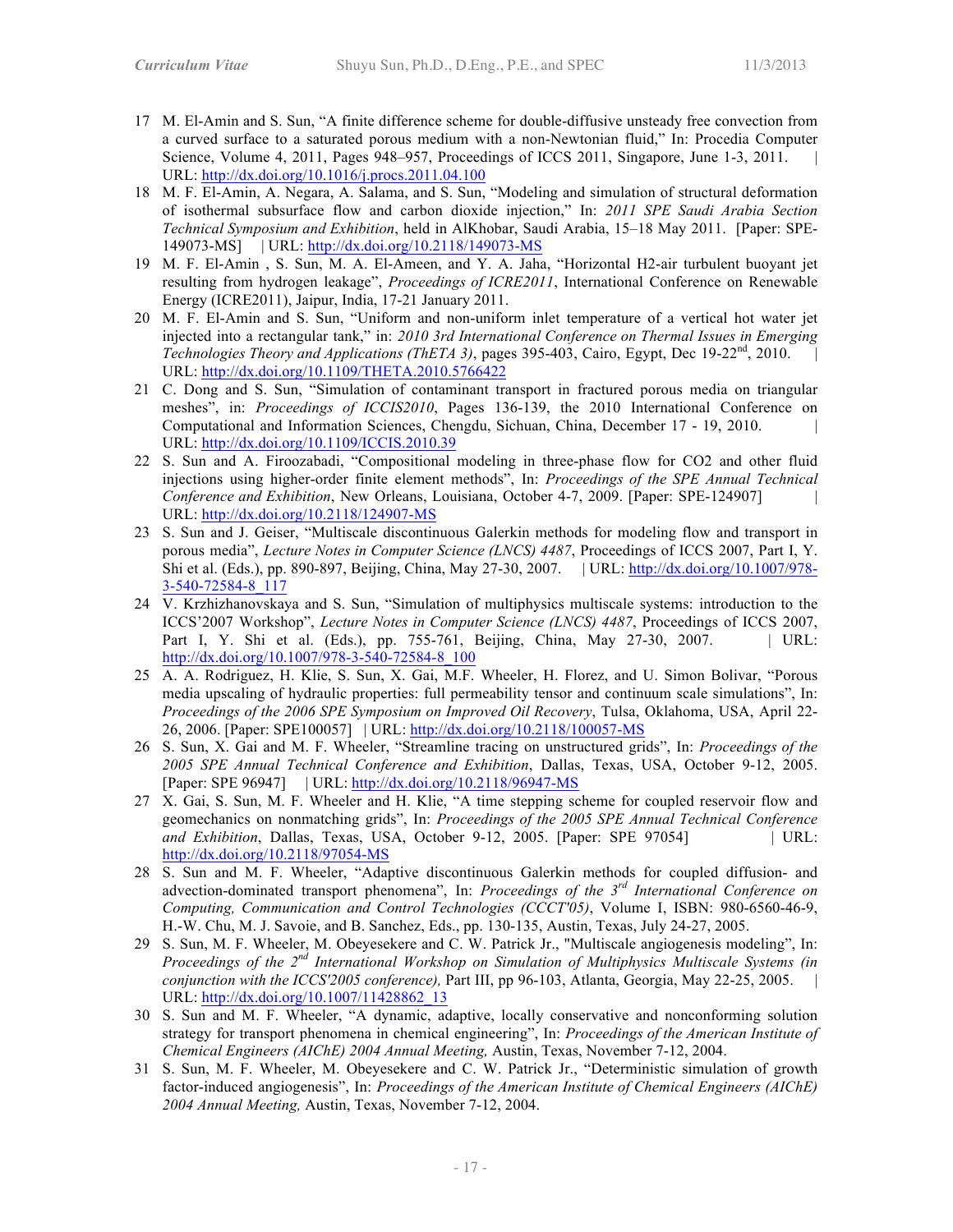17 M. El-Amin and S. Sun, "A finite difference scheme for double-diffusive unsteady free convection from a curved surface to a saturated porous medium with a non-Newtonian fluid," In: Procedia Computer Science, Volume 4, 2011, Pages 948–957, Proceedings of ICCS 2011, Singapore, June 1-3, 2011. | URL: http://dx.doi.org/10.1016/j.procs.2011.04.100

18 M. F. El-Amin, A. Negara, A. Salama, and S. Sun, "Modeling and simulation of structural deformation of isothermal subsurface flow and carbon dioxide injection," In: *2011 SPE Saudi Arabia Section Technical Symposium and Exhibition*, held in AlKhobar, Saudi Arabia, 15–18 May 2011. [Paper: SPE-149073-MS] | URL: http://dx.doi.org/10.2118/149073-MS

19 M. F. El-Amin , S. Sun, M. A. El-Ameen, and Y. A. Jaha, "Horizontal H2-air turbulent buoyant jet resulting from hydrogen leakage", *Proceedings of ICRE2011*, International Conference on Renewable Energy (ICRE2011), Jaipur, India, 17-21 January 2011.

20 M. F. El-Amin and S. Sun, "Uniform and non-uniform inlet temperature of a vertical hot water jet injected into a rectangular tank," in: *2010 3rd International Conference on Thermal Issues in Emerging Technologies Theory and Applications (ThETA 3)*, pages 395-403, Cairo, Egypt, Dec 19-22nd, 2010. | URL: http://dx.doi.org/10.1109/THETA.2010.5766422

21 C. Dong and S. Sun, "Simulation of contaminant transport in fractured porous media on triangular meshes", in: *Proceedings of ICCIS2010*, Pages 136-139, the 2010 International Conference on Computational and Information Sciences, Chengdu, Sichuan, China, December 17 - 19, 2010. | URL: http://dx.doi.org/10.1109/ICCIS.2010.39

22 S. Sun and A. Firoozabadi, "Compositional modeling in three-phase flow for CO2 and other fluid injections using higher-order finite element methods", In: *Proceedings of the SPE Annual Technical Conference and Exhibition*, New Orleans, Louisiana, October 4-7, 2009. [Paper: SPE-124907] | URL: http://dx.doi.org/10.2118/124907-MS

23 S. Sun and J. Geiser, "Multiscale discontinuous Galerkin methods for modeling flow and transport in porous media", *Lecture Notes in Computer Science (LNCS) 4487*, Proceedings of ICCS 2007, Part I, Y. Shi et al. (Eds.), pp. 890-897, Beijing, China, May 27-30, 2007. | URL: http://dx.doi.org/10.1007/978-3-540-72584-8_117

24 V. Krzhizhanovskaya and S. Sun, "Simulation of multiphysics multiscale systems: introduction to the ICCS'2007 Workshop", *Lecture Notes in Computer Science (LNCS) 4487*, Proceedings of ICCS 2007, Part I, Y. Shi et al. (Eds.), pp. 755-761, Beijing, China, May 27-30, 2007. | URL: http://dx.doi.org/10.1007/978-3-540-72584-8_100

25 A. A. Rodriguez, H. Klie, S. Sun, X. Gai, M.F. Wheeler, H. Florez, and U. Simon Bolivar, "Porous media upscaling of hydraulic properties: full permeability tensor and continuum scale simulations", In: *Proceedings of the 2006 SPE Symposium on Improved Oil Recovery*, Tulsa, Oklahoma, USA, April 22-26, 2006. [Paper: SPE100057] | URL: http://dx.doi.org/10.2118/100057-MS

26 S. Sun, X. Gai and M. F. Wheeler, "Streamline tracing on unstructured grids", In: *Proceedings of the 2005 SPE Annual Technical Conference and Exhibition*, Dallas, Texas, USA, October 9-12, 2005. [Paper: SPE 96947] | URL: http://dx.doi.org/10.2118/96947-MS

27 X. Gai, S. Sun, M. F. Wheeler and H. Klie, "A time stepping scheme for coupled reservoir flow and geomechanics on nonmatching grids", In: *Proceedings of the 2005 SPE Annual Technical Conference and Exhibition*, Dallas, Texas, USA, October 9-12, 2005. [Paper: SPE 97054] | URL: http://dx.doi.org/10.2118/97054-MS

28 S. Sun and M. F. Wheeler, "Adaptive discontinuous Galerkin methods for coupled diffusion- and advection-dominated transport phenomena", In: *Proceedings of the 3rd International Conference on Computing, Communication and Control Technologies (CCCT'05)*, Volume I, ISBN: 980-6560-46-9, H.-W. Chu, M. J. Savoie, and B. Sanchez, Eds., pp. 130-135, Austin, Texas, July 24-27, 2005.

29 S. Sun, M. F. Wheeler, M. Obeyesekere and C. W. Patrick Jr., "Multiscale angiogenesis modeling", In: *Proceedings of the 2nd International Workshop on Simulation of Multiphysics Multiscale Systems (in conjunction with the ICCS'2005 conference),* Part III, pp 96-103, Atlanta, Georgia, May 22-25, 2005. | URL: http://dx.doi.org/10.1007/11428862_13

30 S. Sun and M. F. Wheeler, "A dynamic, adaptive, locally conservative and nonconforming solution strategy for transport phenomena in chemical engineering", In: *Proceedings of the American Institute of Chemical Engineers (AIChE) 2004 Annual Meeting,* Austin, Texas, November 7-12, 2004.

31 S. Sun, M. F. Wheeler, M. Obeyesekere and C. W. Patrick Jr., "Deterministic simulation of growth factor-induced angiogenesis", In: *Proceedings of the American Institute of Chemical Engineers (AIChE) 2004 Annual Meeting,* Austin, Texas, November 7-12, 2004.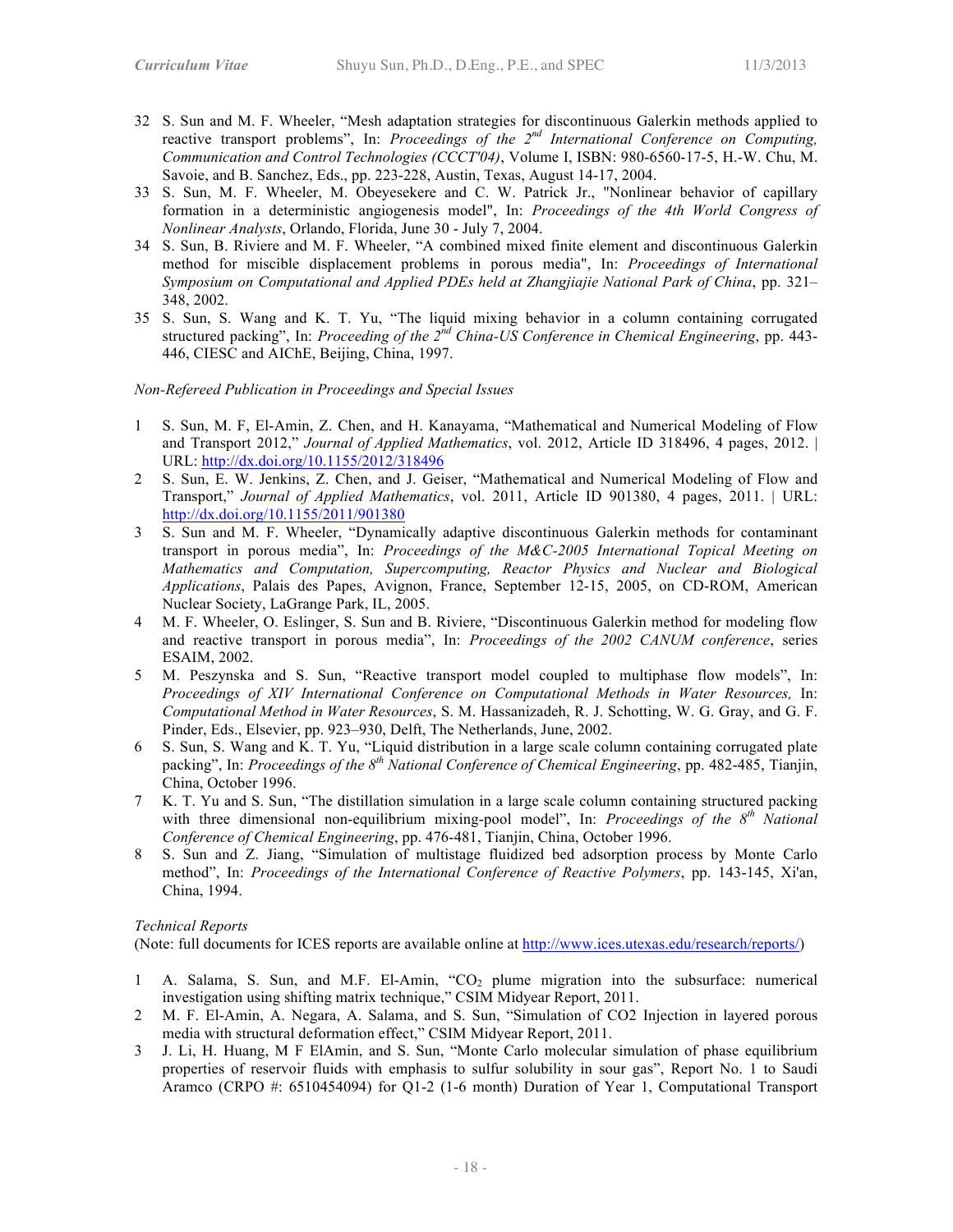32 S. Sun and M. F. Wheeler, "Mesh adaptation strategies for discontinuous Galerkin methods applied to reactive transport problems", In: *Proceedings of the 2nd International Conference on Computing, Communication and Control Technologies (CCCT'04)*, Volume I, ISBN: 980-6560-17-5, H.-W. Chu, M. Savoie, and B. Sanchez, Eds., pp. 223-228, Austin, Texas, August 14-17, 2004.

33 S. Sun, M. F. Wheeler, M. Obeyesekere and C. W. Patrick Jr., "Nonlinear behavior of capillary formation in a deterministic angiogenesis model", In: *Proceedings of the 4th World Congress of Nonlinear Analysts*, Orlando, Florida, June 30 - July 7, 2004.

34 S. Sun, B. Riviere and M. F. Wheeler, "A combined mixed finite element and discontinuous Galerkin method for miscible displacement problems in porous media", In: *Proceedings of International Symposium on Computational and Applied PDEs held at Zhangjiajie National Park of China*, pp. 321–348, 2002.

35 S. Sun, S. Wang and K. T. Yu, "The liquid mixing behavior in a column containing corrugated structured packing", In: *Proceeding of the 2nd China-US Conference in Chemical Engineering*, pp. 443-446, CIESC and AIChE, Beijing, China, 1997.

*Non-Refereed Publication in Proceedings and Special Issues*

1 S. Sun, M. F, El-Amin, Z. Chen, and H. Kanayama, "Mathematical and Numerical Modeling of Flow and Transport 2012," *Journal of Applied Mathematics*, vol. 2012, Article ID 318496, 4 pages, 2012. | URL: http://dx.doi.org/10.1155/2012/318496

2 S. Sun, E. W. Jenkins, Z. Chen, and J. Geiser, "Mathematical and Numerical Modeling of Flow and Transport," *Journal of Applied Mathematics*, vol. 2011, Article ID 901380, 4 pages, 2011. | URL: http://dx.doi.org/10.1155/2011/901380

3 S. Sun and M. F. Wheeler, "Dynamically adaptive discontinuous Galerkin methods for contaminant transport in porous media", In: *Proceedings of the M&C-2005 International Topical Meeting on Mathematics and Computation, Supercomputing, Reactor Physics and Nuclear and Biological Applications*, Palais des Papes, Avignon, France, September 12-15, 2005, on CD-ROM, American Nuclear Society, LaGrange Park, IL, 2005.

4 M. F. Wheeler, O. Eslinger, S. Sun and B. Riviere, "Discontinuous Galerkin method for modeling flow and reactive transport in porous media", In: *Proceedings of the 2002 CANUM conference*, series ESAIM, 2002.

5 M. Peszynska and S. Sun, "Reactive transport model coupled to multiphase flow models", In: *Proceedings of XIV International Conference on Computational Methods in Water Resources,* In: *Computational Method in Water Resources*, S. M. Hassanizadeh, R. J. Schotting, W. G. Gray, and G. F. Pinder, Eds., Elsevier, pp. 923–930, Delft, The Netherlands, June, 2002.

6 S. Sun, S. Wang and K. T. Yu, "Liquid distribution in a large scale column containing corrugated plate packing", In: *Proceedings of the 8th National Conference of Chemical Engineering*, pp. 482-485, Tianjin, China, October 1996.

7 K. T. Yu and S. Sun, "The distillation simulation in a large scale column containing structured packing with three dimensional non-equilibrium mixing-pool model", In: *Proceedings of the 8th National Conference of Chemical Engineering*, pp. 476-481, Tianjin, China, October 1996.

8 S. Sun and Z. Jiang, "Simulation of multistage fluidized bed adsorption process by Monte Carlo method", In: *Proceedings of the International Conference of Reactive Polymers*, pp. 143-145, Xi'an, China, 1994.

*Technical Reports*

(Note: full documents for ICES reports are available online at http://www.ices.utexas.edu/research/reports/)

1 A. Salama, S. Sun, and M.F. El-Amin, "$CO_2$ plume migration into the subsurface: numerical investigation using shifting matrix technique," CSIM Midyear Report, 2011.

2 M. F. El-Amin, A. Negara, A. Salama, and S. Sun, "Simulation of CO2 Injection in layered porous media with structural deformation effect," CSIM Midyear Report, 2011.

3 J. Li, H. Huang, M F ElAmin, and S. Sun, "Monte Carlo molecular simulation of phase equilibrium properties of reservoir fluids with emphasis to sulfur solubility in sour gas", Report No. 1 to Saudi Aramco (CRPO #: 6510454094) for Q1-2 (1-6 month) Duration of Year 1, Computational Transport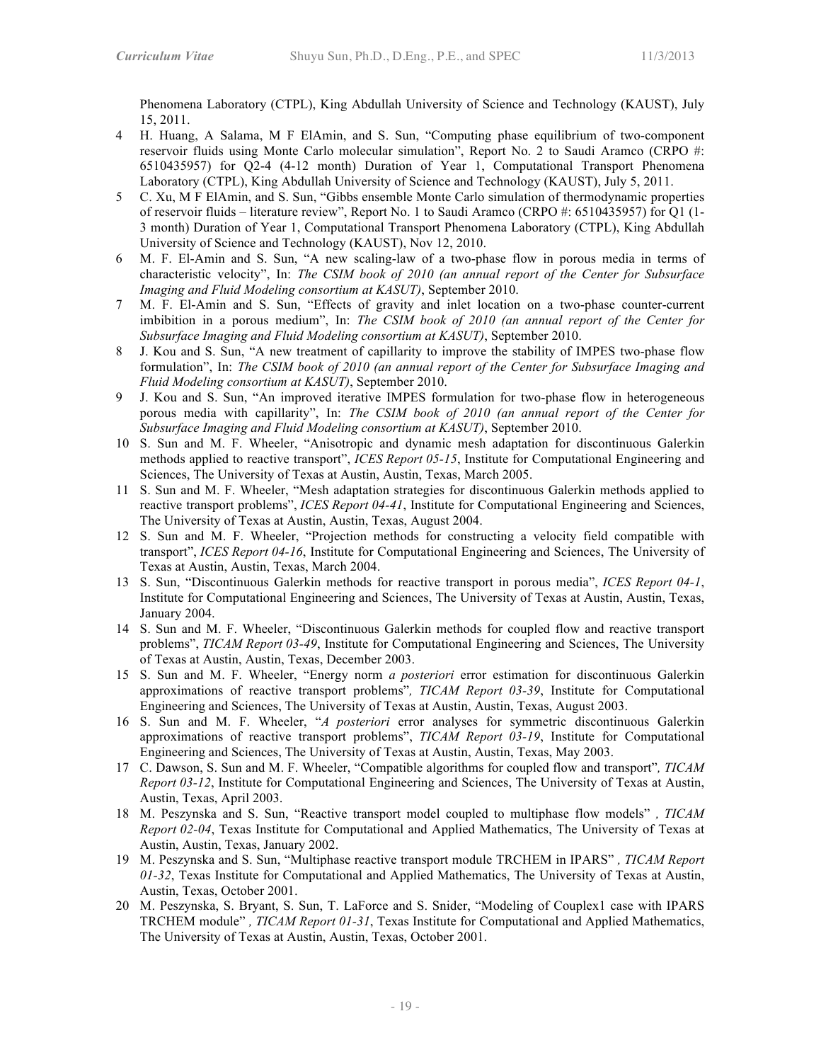Phenomena Laboratory (CTPL), King Abdullah University of Science and Technology (KAUST), July 15, 2011.

4. H. Huang, A Salama, M F ElAmin, and S. Sun, "Computing phase equilibrium of two-component reservoir fluids using Monte Carlo molecular simulation", Report No. 2 to Saudi Aramco (CRPO #: 6510435957) for Q2-4 (4-12 month) Duration of Year 1, Computational Transport Phenomena Laboratory (CTPL), King Abdullah University of Science and Technology (KAUST), July 5, 2011.
5. C. Xu, M F ElAmin, and S. Sun, "Gibbs ensemble Monte Carlo simulation of thermodynamic properties of reservoir fluids – literature review", Report No. 1 to Saudi Aramco (CRPO #: 6510435957) for Q1 (1-3 month) Duration of Year 1, Computational Transport Phenomena Laboratory (CTPL), King Abdullah University of Science and Technology (KAUST), Nov 12, 2010.
6. M. F. El-Amin and S. Sun, "A new scaling-law of a two-phase flow in porous media in terms of characteristic velocity", In: *The CSIM book of 2010 (an annual report of the Center for Subsurface Imaging and Fluid Modeling consortium at KASUT)*, September 2010.
7. M. F. El-Amin and S. Sun, "Effects of gravity and inlet location on a two-phase counter-current imbibition in a porous medium", In: *The CSIM book of 2010 (an annual report of the Center for Subsurface Imaging and Fluid Modeling consortium at KASUT)*, September 2010.
8. J. Kou and S. Sun, "A new treatment of capillarity to improve the stability of IMPES two-phase flow formulation", In: *The CSIM book of 2010 (an annual report of the Center for Subsurface Imaging and Fluid Modeling consortium at KASUT)*, September 2010.
9. J. Kou and S. Sun, "An improved iterative IMPES formulation for two-phase flow in heterogeneous porous media with capillarity", In: *The CSIM book of 2010 (an annual report of the Center for Subsurface Imaging and Fluid Modeling consortium at KASUT)*, September 2010.
10. S. Sun and M. F. Wheeler, "Anisotropic and dynamic mesh adaptation for discontinuous Galerkin methods applied to reactive transport", *ICES Report 05-15*, Institute for Computational Engineering and Sciences, The University of Texas at Austin, Austin, Texas, March 2005.
11. S. Sun and M. F. Wheeler, "Mesh adaptation strategies for discontinuous Galerkin methods applied to reactive transport problems", *ICES Report 04-41*, Institute for Computational Engineering and Sciences, The University of Texas at Austin, Austin, Texas, August 2004.
12. S. Sun and M. F. Wheeler, "Projection methods for constructing a velocity field compatible with transport", *ICES Report 04-16*, Institute for Computational Engineering and Sciences, The University of Texas at Austin, Austin, Texas, March 2004.
13. S. Sun, "Discontinuous Galerkin methods for reactive transport in porous media", *ICES Report 04-1*, Institute for Computational Engineering and Sciences, The University of Texas at Austin, Austin, Texas, January 2004.
14. S. Sun and M. F. Wheeler, "Discontinuous Galerkin methods for coupled flow and reactive transport problems", *TICAM Report 03-49*, Institute for Computational Engineering and Sciences, The University of Texas at Austin, Austin, Texas, December 2003.
15. S. Sun and M. F. Wheeler, "Energy norm *a posteriori* error estimation for discontinuous Galerkin approximations of reactive transport problems"*, TICAM Report 03-39*, Institute for Computational Engineering and Sciences, The University of Texas at Austin, Austin, Texas, August 2003.
16. S. Sun and M. F. Wheeler, "*A posteriori* error analyses for symmetric discontinuous Galerkin approximations of reactive transport problems", *TICAM Report 03-19*, Institute for Computational Engineering and Sciences, The University of Texas at Austin, Austin, Texas, May 2003.
17. C. Dawson, S. Sun and M. F. Wheeler, "Compatible algorithms for coupled flow and transport"*, TICAM Report 03-12*, Institute for Computational Engineering and Sciences, The University of Texas at Austin, Austin, Texas, April 2003.
18. M. Peszynska and S. Sun, "Reactive transport model coupled to multiphase flow models" *, TICAM Report 02-04*, Texas Institute for Computational and Applied Mathematics, The University of Texas at Austin, Austin, Texas, January 2002.
19. M. Peszynska and S. Sun, "Multiphase reactive transport module TRCHEM in IPARS" *, TICAM Report 01-32*, Texas Institute for Computational and Applied Mathematics, The University of Texas at Austin, Austin, Texas, October 2001.
20. M. Peszynska, S. Bryant, S. Sun, T. LaForce and S. Snider, "Modeling of Couplex1 case with IPARS TRCHEM module" *, TICAM Report 01-31*, Texas Institute for Computational and Applied Mathematics, The University of Texas at Austin, Austin, Texas, October 2001.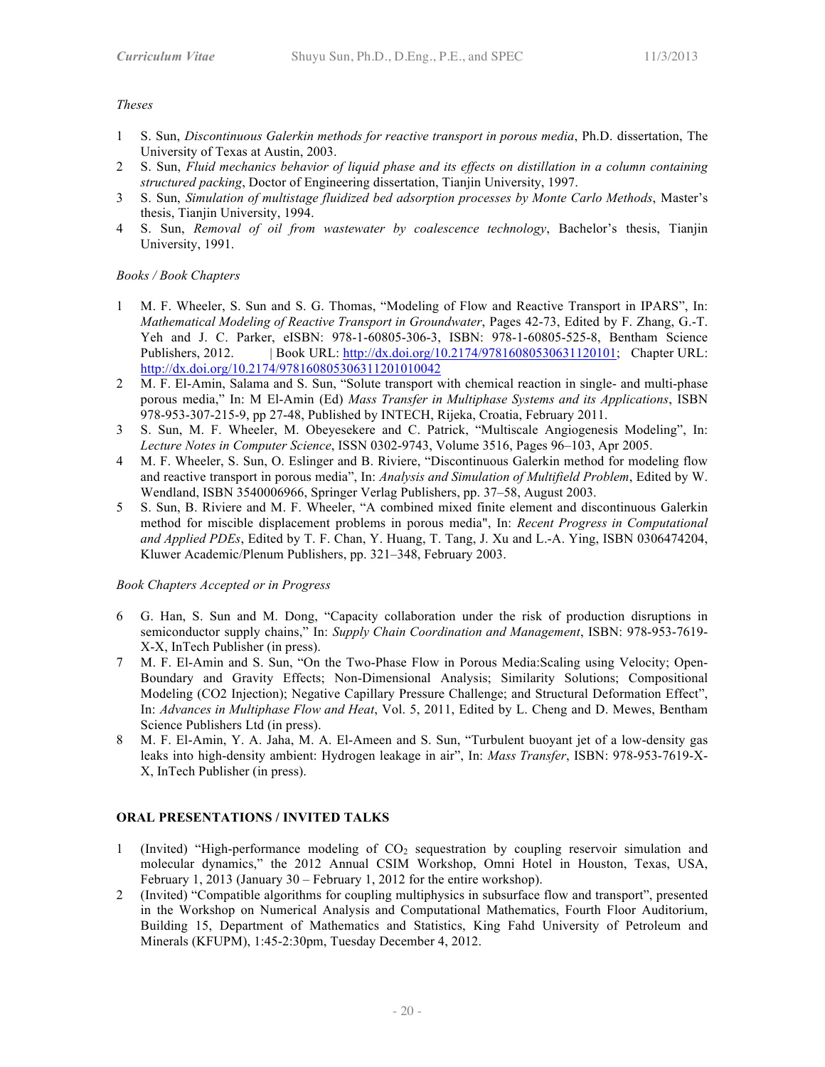*Theses*

1 S. Sun, *Discontinuous Galerkin methods for reactive transport in porous media*, Ph.D. dissertation, The University of Texas at Austin, 2003.
2 S. Sun, *Fluid mechanics behavior of liquid phase and its effects on distillation in a column containing structured packing*, Doctor of Engineering dissertation, Tianjin University, 1997.
3 S. Sun, *Simulation of multistage fluidized bed adsorption processes by Monte Carlo Methods*, Master's thesis, Tianjin University, 1994.
4 S. Sun, *Removal of oil from wastewater by coalescence technology*, Bachelor's thesis, Tianjin University, 1991.

*Books / Book Chapters*

1 M. F. Wheeler, S. Sun and S. G. Thomas, "Modeling of Flow and Reactive Transport in IPARS", In: *Mathematical Modeling of Reactive Transport in Groundwater*, Pages 42-73, Edited by F. Zhang, G.-T. Yeh and J. C. Parker, eISBN: 978-1-60805-306-3, ISBN: 978-1-60805-525-8, Bentham Science Publishers, 2012. | Book URL: http://dx.doi.org/10.2174/97816080530631120101; Chapter URL: http://dx.doi.org/10.2174/978160805306311201010042
2 M. F. El-Amin, Salama and S. Sun, "Solute transport with chemical reaction in single- and multi-phase porous media," In: M El-Amin (Ed) *Mass Transfer in Multiphase Systems and its Applications*, ISBN 978-953-307-215-9, pp 27-48, Published by INTECH, Rijeka, Croatia, February 2011.
3 S. Sun, M. F. Wheeler, M. Obeyesekere and C. Patrick, "Multiscale Angiogenesis Modeling", In: *Lecture Notes in Computer Science*, ISSN 0302-9743, Volume 3516, Pages 96–103, Apr 2005.
4 M. F. Wheeler, S. Sun, O. Eslinger and B. Riviere, "Discontinuous Galerkin method for modeling flow and reactive transport in porous media", In: *Analysis and Simulation of Multifield Problem*, Edited by W. Wendland, ISBN 3540006966, Springer Verlag Publishers, pp. 37–58, August 2003.
5 S. Sun, B. Riviere and M. F. Wheeler, "A combined mixed finite element and discontinuous Galerkin method for miscible displacement problems in porous media", In: *Recent Progress in Computational and Applied PDEs*, Edited by T. F. Chan, Y. Huang, T. Tang, J. Xu and L.-A. Ying, ISBN 0306474204, Kluwer Academic/Plenum Publishers, pp. 321–348, February 2003.

*Book Chapters Accepted or in Progress*

6 G. Han, S. Sun and M. Dong, "Capacity collaboration under the risk of production disruptions in semiconductor supply chains," In: *Supply Chain Coordination and Management*, ISBN: 978-953-7619-X-X, InTech Publisher (in press).
7 M. F. El-Amin and S. Sun, "On the Two-Phase Flow in Porous Media:Scaling using Velocity; Open-Boundary and Gravity Effects; Non-Dimensional Analysis; Similarity Solutions; Compositional Modeling (CO2 Injection); Negative Capillary Pressure Challenge; and Structural Deformation Effect", In: *Advances in Multiphase Flow and Heat*, Vol. 5, 2011, Edited by L. Cheng and D. Mewes, Bentham Science Publishers Ltd (in press).
8 M. F. El-Amin, Y. A. Jaha, M. A. El-Ameen and S. Sun, "Turbulent buoyant jet of a low-density gas leaks into high-density ambient: Hydrogen leakage in air", In: *Mass Transfer*, ISBN: 978-953-7619-X-X, InTech Publisher (in press).

**ORAL PRESENTATIONS / INVITED TALKS**

1 (Invited) "High-performance modeling of $CO_2$ sequestration by coupling reservoir simulation and molecular dynamics," the 2012 Annual CSIM Workshop, Omni Hotel in Houston, Texas, USA, February 1, 2013 (January 30 – February 1, 2012 for the entire workshop).
2 (Invited) "Compatible algorithms for coupling multiphysics in subsurface flow and transport", presented in the Workshop on Numerical Analysis and Computational Mathematics, Fourth Floor Auditorium, Building 15, Department of Mathematics and Statistics, King Fahd University of Petroleum and Minerals (KFUPM), 1:45-2:30pm, Tuesday December 4, 2012.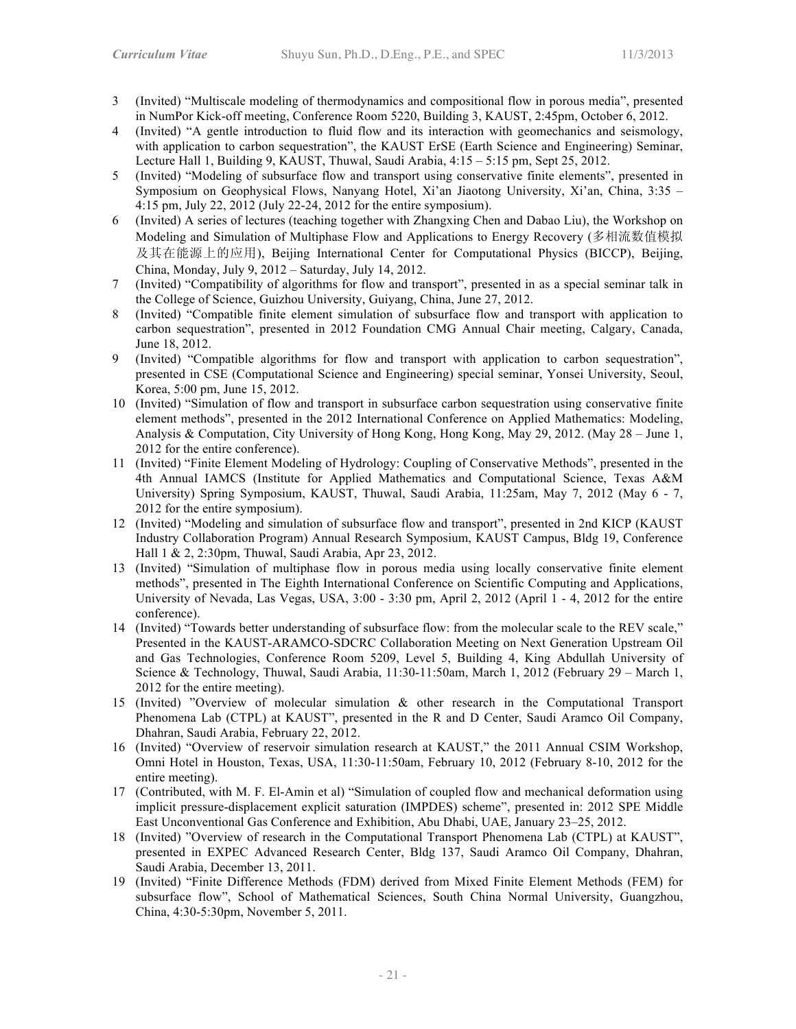3 (Invited) "Multiscale modeling of thermodynamics and compositional flow in porous media", presented in NumPor Kick-off meeting, Conference Room 5220, Building 3, KAUST, 2:45pm, October 6, 2012.

4 (Invited) "A gentle introduction to fluid flow and its interaction with geomechanics and seismology, with application to carbon sequestration", the KAUST ErSE (Earth Science and Engineering) Seminar, Lecture Hall 1, Building 9, KAUST, Thuwal, Saudi Arabia, 4:15 – 5:15 pm, Sept 25, 2012.

5 (Invited) "Modeling of subsurface flow and transport using conservative finite elements", presented in Symposium on Geophysical Flows, Nanyang Hotel, Xi'an Jiaotong University, Xi'an, China, 3:35 – 4:15 pm, July 22, 2012 (July 22-24, 2012 for the entire symposium).

6 (Invited) A series of lectures (teaching together with Zhangxing Chen and Dabao Liu), the Workshop on Modeling and Simulation of Multiphase Flow and Applications to Energy Recovery (多相流数值模拟及其在能源上的应用), Beijing International Center for Computational Physics (BICCP), Beijing, China, Monday, July 9, 2012 – Saturday, July 14, 2012.

7 (Invited) "Compatibility of algorithms for flow and transport", presented in as a special seminar talk in the College of Science, Guizhou University, Guiyang, China, June 27, 2012.

8 (Invited) "Compatible finite element simulation of subsurface flow and transport with application to carbon sequestration", presented in 2012 Foundation CMG Annual Chair meeting, Calgary, Canada, June 18, 2012.

9 (Invited) "Compatible algorithms for flow and transport with application to carbon sequestration", presented in CSE (Computational Science and Engineering) special seminar, Yonsei University, Seoul, Korea, 5:00 pm, June 15, 2012.

10 (Invited) "Simulation of flow and transport in subsurface carbon sequestration using conservative finite element methods", presented in the 2012 International Conference on Applied Mathematics: Modeling, Analysis & Computation, City University of Hong Kong, Hong Kong, May 29, 2012. (May 28 – June 1, 2012 for the entire conference).

11 (Invited) "Finite Element Modeling of Hydrology: Coupling of Conservative Methods", presented in the 4th Annual IAMCS (Institute for Applied Mathematics and Computational Science, Texas A&M University) Spring Symposium, KAUST, Thuwal, Saudi Arabia, 11:25am, May 7, 2012 (May 6 - 7, 2012 for the entire symposium).

12 (Invited) "Modeling and simulation of subsurface flow and transport", presented in 2nd KICP (KAUST Industry Collaboration Program) Annual Research Symposium, KAUST Campus, Bldg 19, Conference Hall 1 & 2, 2:30pm, Thuwal, Saudi Arabia, Apr 23, 2012.

13 (Invited) "Simulation of multiphase flow in porous media using locally conservative finite element methods", presented in The Eighth International Conference on Scientific Computing and Applications, University of Nevada, Las Vegas, USA, 3:00 - 3:30 pm, April 2, 2012 (April 1 - 4, 2012 for the entire conference).

14 (Invited) "Towards better understanding of subsurface flow: from the molecular scale to the REV scale," Presented in the KAUST-ARAMCO-SDCRC Collaboration Meeting on Next Generation Upstream Oil and Gas Technologies, Conference Room 5209, Level 5, Building 4, King Abdullah University of Science & Technology, Thuwal, Saudi Arabia, 11:30-11:50am, March 1, 2012 (February 29 – March 1, 2012 for the entire meeting).

15 (Invited) "Overview of molecular simulation & other research in the Computational Transport Phenomena Lab (CTPL) at KAUST", presented in the R and D Center, Saudi Aramco Oil Company, Dhahran, Saudi Arabia, February 22, 2012.

16 (Invited) "Overview of reservoir simulation research at KAUST," the 2011 Annual CSIM Workshop, Omni Hotel in Houston, Texas, USA, 11:30-11:50am, February 10, 2012 (February 8-10, 2012 for the entire meeting).

17 (Contributed, with M. F. El-Amin et al) "Simulation of coupled flow and mechanical deformation using implicit pressure-displacement explicit saturation (IMPDES) scheme", presented in: 2012 SPE Middle East Unconventional Gas Conference and Exhibition, Abu Dhabi, UAE, January 23–25, 2012.

18 (Invited) "Overview of research in the Computational Transport Phenomena Lab (CTPL) at KAUST", presented in EXPEC Advanced Research Center, Bldg 137, Saudi Aramco Oil Company, Dhahran, Saudi Arabia, December 13, 2011.

19 (Invited) "Finite Difference Methods (FDM) derived from Mixed Finite Element Methods (FEM) for subsurface flow", School of Mathematical Sciences, South China Normal University, Guangzhou, China, 4:30-5:30pm, November 5, 2011.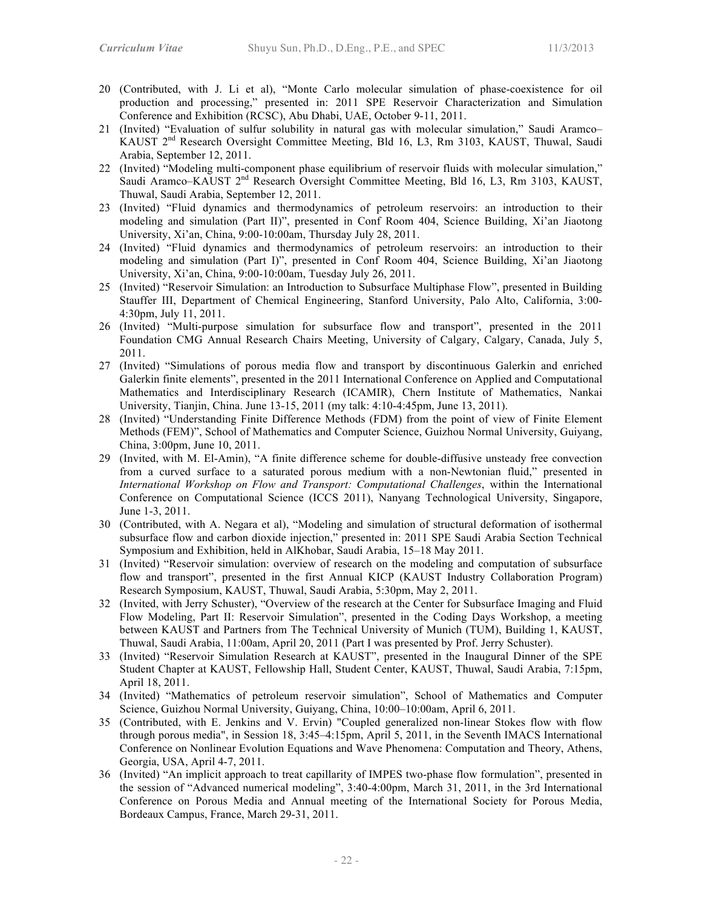20 (Contributed, with J. Li et al), "Monte Carlo molecular simulation of phase-coexistence for oil production and processing," presented in: 2011 SPE Reservoir Characterization and Simulation Conference and Exhibition (RCSC), Abu Dhabi, UAE, October 9-11, 2011.

21 (Invited) "Evaluation of sulfur solubility in natural gas with molecular simulation," Saudi Aramco–KAUST 2nd Research Oversight Committee Meeting, Bld 16, L3, Rm 3103, KAUST, Thuwal, Saudi Arabia, September 12, 2011.

22 (Invited) "Modeling multi-component phase equilibrium of reservoir fluids with molecular simulation," Saudi Aramco–KAUST 2nd Research Oversight Committee Meeting, Bld 16, L3, Rm 3103, KAUST, Thuwal, Saudi Arabia, September 12, 2011.

23 (Invited) "Fluid dynamics and thermodynamics of petroleum reservoirs: an introduction to their modeling and simulation (Part II)", presented in Conf Room 404, Science Building, Xi'an Jiaotong University, Xi'an, China, 9:00-10:00am, Thursday July 28, 2011.

24 (Invited) "Fluid dynamics and thermodynamics of petroleum reservoirs: an introduction to their modeling and simulation (Part I)", presented in Conf Room 404, Science Building, Xi'an Jiaotong University, Xi'an, China, 9:00-10:00am, Tuesday July 26, 2011.

25 (Invited) "Reservoir Simulation: an Introduction to Subsurface Multiphase Flow", presented in Building Stauffer III, Department of Chemical Engineering, Stanford University, Palo Alto, California, 3:00-4:30pm, July 11, 2011.

26 (Invited) "Multi-purpose simulation for subsurface flow and transport", presented in the 2011 Foundation CMG Annual Research Chairs Meeting, University of Calgary, Calgary, Canada, July 5, 2011.

27 (Invited) "Simulations of porous media flow and transport by discontinuous Galerkin and enriched Galerkin finite elements", presented in the 2011 International Conference on Applied and Computational Mathematics and Interdisciplinary Research (ICAMIR), Chern Institute of Mathematics, Nankai University, Tianjin, China. June 13-15, 2011 (my talk: 4:10-4:45pm, June 13, 2011).

28 (Invited) "Understanding Finite Difference Methods (FDM) from the point of view of Finite Element Methods (FEM)", School of Mathematics and Computer Science, Guizhou Normal University, Guiyang, China, 3:00pm, June 10, 2011.

29 (Invited, with M. El-Amin), "A finite difference scheme for double-diffusive unsteady free convection from a curved surface to a saturated porous medium with a non-Newtonian fluid," presented in *International Workshop on Flow and Transport: Computational Challenges*, within the International Conference on Computational Science (ICCS 2011), Nanyang Technological University, Singapore, June 1-3, 2011.

30 (Contributed, with A. Negara et al), "Modeling and simulation of structural deformation of isothermal subsurface flow and carbon dioxide injection," presented in: 2011 SPE Saudi Arabia Section Technical Symposium and Exhibition, held in AlKhobar, Saudi Arabia, 15–18 May 2011.

31 (Invited) "Reservoir simulation: overview of research on the modeling and computation of subsurface flow and transport", presented in the first Annual KICP (KAUST Industry Collaboration Program) Research Symposium, KAUST, Thuwal, Saudi Arabia, 5:30pm, May 2, 2011.

32 (Invited, with Jerry Schuster), "Overview of the research at the Center for Subsurface Imaging and Fluid Flow Modeling, Part II: Reservoir Simulation", presented in the Coding Days Workshop, a meeting between KAUST and Partners from The Technical University of Munich (TUM), Building 1, KAUST, Thuwal, Saudi Arabia, 11:00am, April 20, 2011 (Part I was presented by Prof. Jerry Schuster).

33 (Invited) "Reservoir Simulation Research at KAUST", presented in the Inaugural Dinner of the SPE Student Chapter at KAUST, Fellowship Hall, Student Center, KAUST, Thuwal, Saudi Arabia, 7:15pm, April 18, 2011.

34 (Invited) "Mathematics of petroleum reservoir simulation", School of Mathematics and Computer Science, Guizhou Normal University, Guiyang, China, 10:00–10:00am, April 6, 2011.

35 (Contributed, with E. Jenkins and V. Ervin) "Coupled generalized non-linear Stokes flow with flow through porous media", in Session 18, 3:45–4:15pm, April 5, 2011, in the Seventh IMACS International Conference on Nonlinear Evolution Equations and Wave Phenomena: Computation and Theory, Athens, Georgia, USA, April 4-7, 2011.

36 (Invited) "An implicit approach to treat capillarity of IMPES two-phase flow formulation", presented in the session of "Advanced numerical modeling", 3:40-4:00pm, March 31, 2011, in the 3rd International Conference on Porous Media and Annual meeting of the International Society for Porous Media, Bordeaux Campus, France, March 29-31, 2011.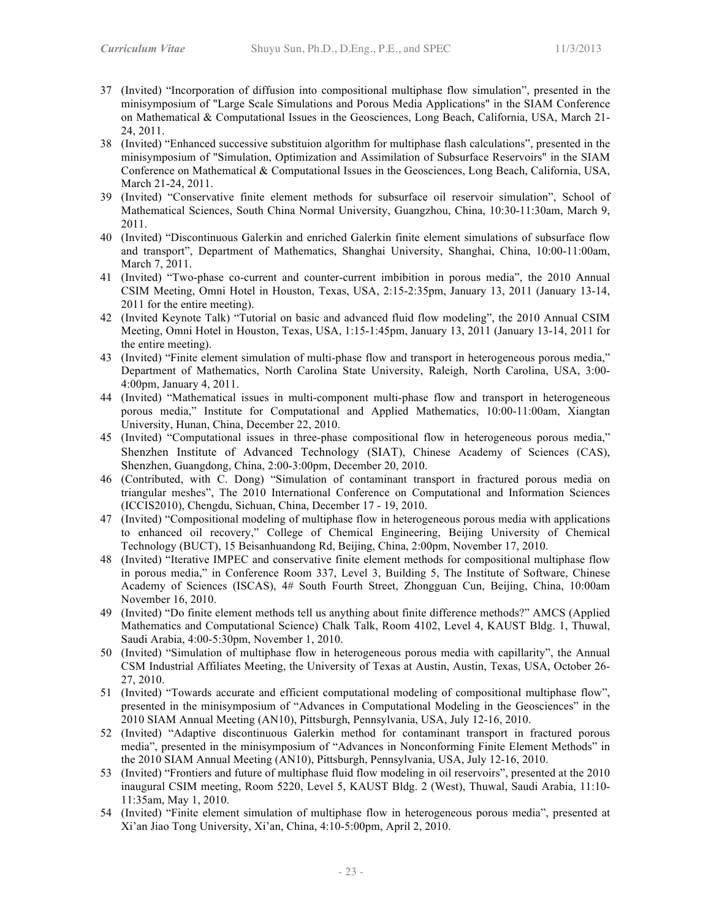37 (Invited) "Incorporation of diffusion into compositional multiphase flow simulation", presented in the minisymposium of "Large Scale Simulations and Porous Media Applications" in the SIAM Conference on Mathematical & Computational Issues in the Geosciences, Long Beach, California, USA, March 21-24, 2011.

38 (Invited) "Enhanced successive substituion algorithm for multiphase flash calculations", presented in the minisymposium of "Simulation, Optimization and Assimilation of Subsurface Reservoirs" in the SIAM Conference on Mathematical & Computational Issues in the Geosciences, Long Beach, California, USA, March 21-24, 2011.

39 (Invited) "Conservative finite element methods for subsurface oil reservoir simulation", School of Mathematical Sciences, South China Normal University, Guangzhou, China, 10:30-11:30am, March 9, 2011.

40 (Invited) "Discontinuous Galerkin and enriched Galerkin finite element simulations of subsurface flow and transport", Department of Mathematics, Shanghai University, Shanghai, China, 10:00-11:00am, March 7, 2011.

41 (Invited) "Two-phase co-current and counter-current imbibition in porous media", the 2010 Annual CSIM Meeting, Omni Hotel in Houston, Texas, USA, 2:15-2:35pm, January 13, 2011 (January 13-14, 2011 for the entire meeting).

42 (Invited Keynote Talk) "Tutorial on basic and advanced fluid flow modeling", the 2010 Annual CSIM Meeting, Omni Hotel in Houston, Texas, USA, 1:15-1:45pm, January 13, 2011 (January 13-14, 2011 for the entire meeting).

43 (Invited) "Finite element simulation of multi-phase flow and transport in heterogeneous porous media," Department of Mathematics, North Carolina State University, Raleigh, North Carolina, USA, 3:00-4:00pm, January 4, 2011.

44 (Invited) "Mathematical issues in multi-component multi-phase flow and transport in heterogeneous porous media," Institute for Computational and Applied Mathematics, 10:00-11:00am, Xiangtan University, Hunan, China, December 22, 2010.

45 (Invited) "Computational issues in three-phase compositional flow in heterogeneous porous media," Shenzhen Institute of Advanced Technology (SIAT), Chinese Academy of Sciences (CAS), Shenzhen, Guangdong, China, 2:00-3:00pm, December 20, 2010.

46 (Contributed, with C. Dong) "Simulation of contaminant transport in fractured porous media on triangular meshes", The 2010 International Conference on Computational and Information Sciences (ICCIS2010), Chengdu, Sichuan, China, December 17 - 19, 2010.

47 (Invited) "Compositional modeling of multiphase flow in heterogeneous porous media with applications to enhanced oil recovery," College of Chemical Engineering, Beijing University of Chemical Technology (BUCT), 15 Beisanhuandong Rd, Beijing, China, 2:00pm, November 17, 2010.

48 (Invited) "Iterative IMPEC and conservative finite element methods for compositional multiphase flow in porous media," in Conference Room 337, Level 3, Building 5, The Institute of Software, Chinese Academy of Sciences (ISCAS), 4# South Fourth Street, Zhongguan Cun, Beijing, China, 10:00am November 16, 2010.

49 (Invited) "Do finite element methods tell us anything about finite difference methods?" AMCS (Applied Mathematics and Computational Science) Chalk Talk, Room 4102, Level 4, KAUST Bldg. 1, Thuwal, Saudi Arabia, 4:00-5:30pm, November 1, 2010.

50 (Invited) "Simulation of multiphase flow in heterogeneous porous media with capillarity", the Annual CSM Industrial Affiliates Meeting, the University of Texas at Austin, Austin, Texas, USA, October 26-27, 2010.

51 (Invited) "Towards accurate and efficient computational modeling of compositional multiphase flow", presented in the minisymposium of "Advances in Computational Modeling in the Geosciences" in the 2010 SIAM Annual Meeting (AN10), Pittsburgh, Pennsylvania, USA, July 12-16, 2010.

52 (Invited) "Adaptive discontinuous Galerkin method for contaminant transport in fractured porous media", presented in the minisymposium of "Advances in Nonconforming Finite Element Methods" in the 2010 SIAM Annual Meeting (AN10), Pittsburgh, Pennsylvania, USA, July 12-16, 2010.

53 (Invited) "Frontiers and future of multiphase fluid flow modeling in oil reservoirs", presented at the 2010 inaugural CSIM meeting, Room 5220, Level 5, KAUST Bldg. 2 (West), Thuwal, Saudi Arabia, 11:10-11:35am, May 1, 2010.

54 (Invited) "Finite element simulation of multiphase flow in heterogeneous porous media", presented at Xi'an Jiao Tong University, Xi'an, China, 4:10-5:00pm, April 2, 2010.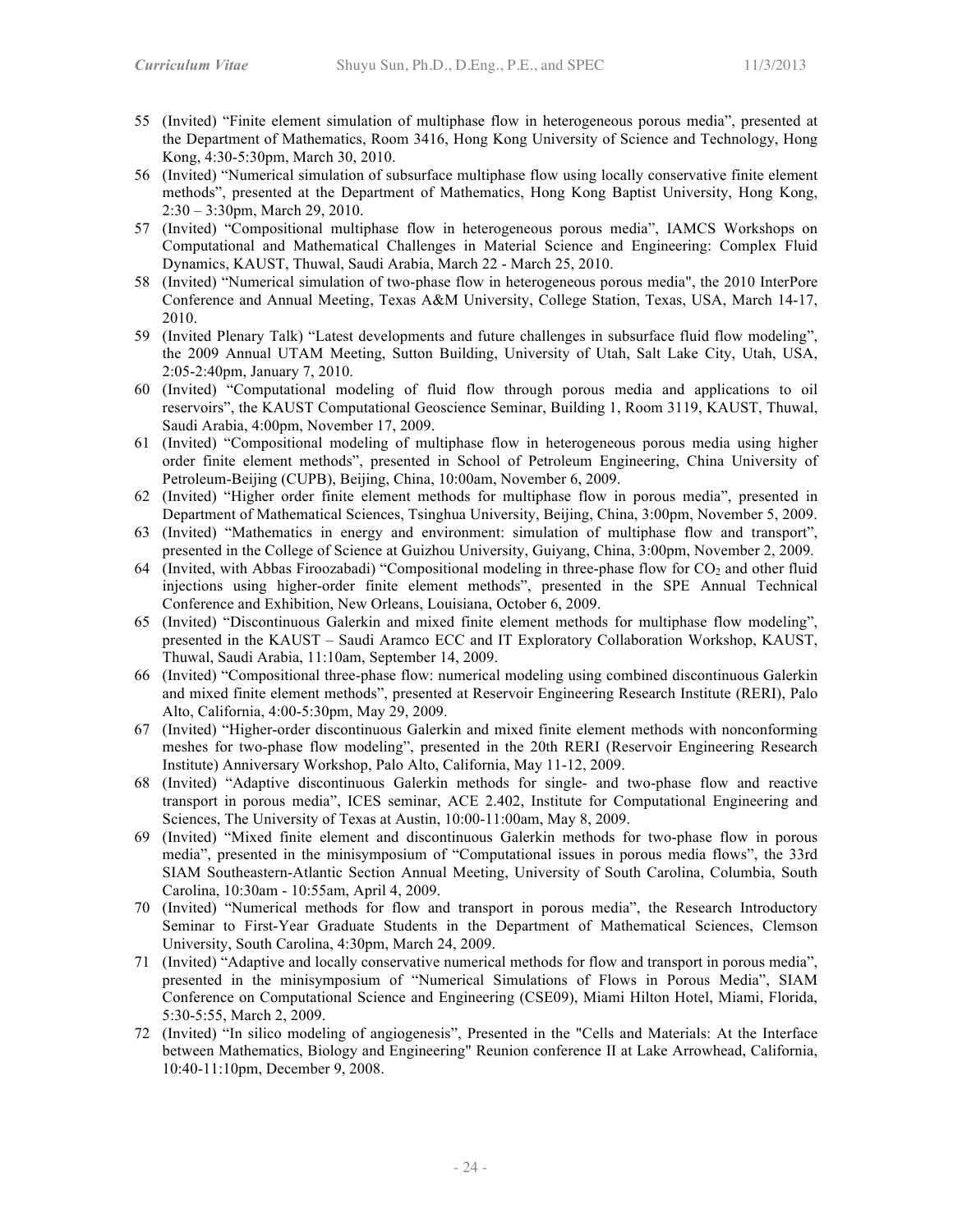55 (Invited) "Finite element simulation of multiphase flow in heterogeneous porous media", presented at the Department of Mathematics, Room 3416, Hong Kong University of Science and Technology, Hong Kong, 4:30-5:30pm, March 30, 2010.

56 (Invited) "Numerical simulation of subsurface multiphase flow using locally conservative finite element methods", presented at the Department of Mathematics, Hong Kong Baptist University, Hong Kong, 2:30 – 3:30pm, March 29, 2010.

57 (Invited) "Compositional multiphase flow in heterogeneous porous media", IAMCS Workshops on Computational and Mathematical Challenges in Material Science and Engineering: Complex Fluid Dynamics, KAUST, Thuwal, Saudi Arabia, March 22 - March 25, 2010.

58 (Invited) "Numerical simulation of two-phase flow in heterogeneous porous media", the 2010 InterPore Conference and Annual Meeting, Texas A&M University, College Station, Texas, USA, March 14-17, 2010.

59 (Invited Plenary Talk) "Latest developments and future challenges in subsurface fluid flow modeling", the 2009 Annual UTAM Meeting, Sutton Building, University of Utah, Salt Lake City, Utah, USA, 2:05-2:40pm, January 7, 2010.

60 (Invited) "Computational modeling of fluid flow through porous media and applications to oil reservoirs", the KAUST Computational Geoscience Seminar, Building 1, Room 3119, KAUST, Thuwal, Saudi Arabia, 4:00pm, November 17, 2009.

61 (Invited) "Compositional modeling of multiphase flow in heterogeneous porous media using higher order finite element methods", presented in School of Petroleum Engineering, China University of Petroleum-Beijing (CUPB), Beijing, China, 10:00am, November 6, 2009.

62 (Invited) "Higher order finite element methods for multiphase flow in porous media", presented in Department of Mathematical Sciences, Tsinghua University, Beijing, China, 3:00pm, November 5, 2009.

63 (Invited) "Mathematics in energy and environment: simulation of multiphase flow and transport", presented in the College of Science at Guizhou University, Guiyang, China, 3:00pm, November 2, 2009.

64 (Invited, with Abbas Firoozabadi) "Compositional modeling in three-phase flow for $CO_2$ and other fluid injections using higher-order finite element methods", presented in the SPE Annual Technical Conference and Exhibition, New Orleans, Louisiana, October 6, 2009.

65 (Invited) "Discontinuous Galerkin and mixed finite element methods for multiphase flow modeling", presented in the KAUST – Saudi Aramco ECC and IT Exploratory Collaboration Workshop, KAUST, Thuwal, Saudi Arabia, 11:10am, September 14, 2009.

66 (Invited) "Compositional three-phase flow: numerical modeling using combined discontinuous Galerkin and mixed finite element methods", presented at Reservoir Engineering Research Institute (RERI), Palo Alto, California, 4:00-5:30pm, May 29, 2009.

67 (Invited) "Higher-order discontinuous Galerkin and mixed finite element methods with nonconforming meshes for two-phase flow modeling", presented in the 20th RERI (Reservoir Engineering Research Institute) Anniversary Workshop, Palo Alto, California, May 11-12, 2009.

68 (Invited) "Adaptive discontinuous Galerkin methods for single- and two-phase flow and reactive transport in porous media", ICES seminar, ACE 2.402, Institute for Computational Engineering and Sciences, The University of Texas at Austin, 10:00-11:00am, May 8, 2009.

69 (Invited) "Mixed finite element and discontinuous Galerkin methods for two-phase flow in porous media", presented in the minisymposium of "Computational issues in porous media flows", the 33rd SIAM Southeastern-Atlantic Section Annual Meeting, University of South Carolina, Columbia, South Carolina, 10:30am - 10:55am, April 4, 2009.

70 (Invited) "Numerical methods for flow and transport in porous media", the Research Introductory Seminar to First-Year Graduate Students in the Department of Mathematical Sciences, Clemson University, South Carolina, 4:30pm, March 24, 2009.

71 (Invited) "Adaptive and locally conservative numerical methods for flow and transport in porous media", presented in the minisymposium of "Numerical Simulations of Flows in Porous Media", SIAM Conference on Computational Science and Engineering (CSE09), Miami Hilton Hotel, Miami, Florida, 5:30-5:55, March 2, 2009.

72 (Invited) "In silico modeling of angiogenesis", Presented in the "Cells and Materials: At the Interface between Mathematics, Biology and Engineering" Reunion conference II at Lake Arrowhead, California, 10:40-11:10pm, December 9, 2008.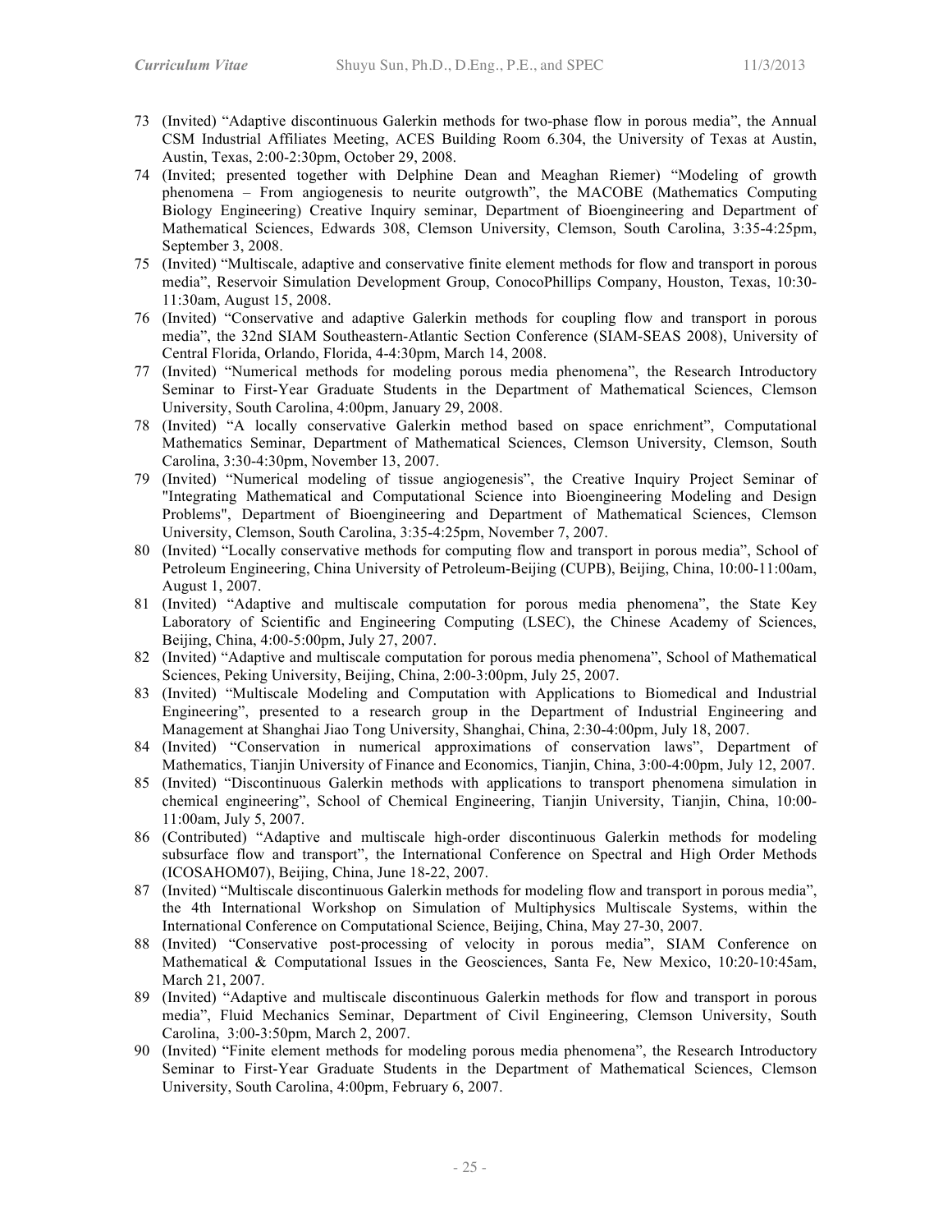73 (Invited) "Adaptive discontinuous Galerkin methods for two-phase flow in porous media", the Annual CSM Industrial Affiliates Meeting, ACES Building Room 6.304, the University of Texas at Austin, Austin, Texas, 2:00-2:30pm, October 29, 2008.

74 (Invited; presented together with Delphine Dean and Meaghan Riemer) "Modeling of growth phenomena – From angiogenesis to neurite outgrowth", the MACOBE (Mathematics Computing Biology Engineering) Creative Inquiry seminar, Department of Bioengineering and Department of Mathematical Sciences, Edwards 308, Clemson University, Clemson, South Carolina, 3:35-4:25pm, September 3, 2008.

75 (Invited) "Multiscale, adaptive and conservative finite element methods for flow and transport in porous media", Reservoir Simulation Development Group, ConocoPhillips Company, Houston, Texas, 10:30-11:30am, August 15, 2008.

76 (Invited) "Conservative and adaptive Galerkin methods for coupling flow and transport in porous media", the 32nd SIAM Southeastern-Atlantic Section Conference (SIAM-SEAS 2008), University of Central Florida, Orlando, Florida, 4-4:30pm, March 14, 2008.

77 (Invited) "Numerical methods for modeling porous media phenomena", the Research Introductory Seminar to First-Year Graduate Students in the Department of Mathematical Sciences, Clemson University, South Carolina, 4:00pm, January 29, 2008.

78 (Invited) "A locally conservative Galerkin method based on space enrichment", Computational Mathematics Seminar, Department of Mathematical Sciences, Clemson University, Clemson, South Carolina, 3:30-4:30pm, November 13, 2007.

79 (Invited) "Numerical modeling of tissue angiogenesis", the Creative Inquiry Project Seminar of "Integrating Mathematical and Computational Science into Bioengineering Modeling and Design Problems", Department of Bioengineering and Department of Mathematical Sciences, Clemson University, Clemson, South Carolina, 3:35-4:25pm, November 7, 2007.

80 (Invited) "Locally conservative methods for computing flow and transport in porous media", School of Petroleum Engineering, China University of Petroleum-Beijing (CUPB), Beijing, China, 10:00-11:00am, August 1, 2007.

81 (Invited) "Adaptive and multiscale computation for porous media phenomena", the State Key Laboratory of Scientific and Engineering Computing (LSEC), the Chinese Academy of Sciences, Beijing, China, 4:00-5:00pm, July 27, 2007.

82 (Invited) "Adaptive and multiscale computation for porous media phenomena", School of Mathematical Sciences, Peking University, Beijing, China, 2:00-3:00pm, July 25, 2007.

83 (Invited) "Multiscale Modeling and Computation with Applications to Biomedical and Industrial Engineering", presented to a research group in the Department of Industrial Engineering and Management at Shanghai Jiao Tong University, Shanghai, China, 2:30-4:00pm, July 18, 2007.

84 (Invited) "Conservation in numerical approximations of conservation laws", Department of Mathematics, Tianjin University of Finance and Economics, Tianjin, China, 3:00-4:00pm, July 12, 2007.

85 (Invited) "Discontinuous Galerkin methods with applications to transport phenomena simulation in chemical engineering", School of Chemical Engineering, Tianjin University, Tianjin, China, 10:00-11:00am, July 5, 2007.

86 (Contributed) "Adaptive and multiscale high-order discontinuous Galerkin methods for modeling subsurface flow and transport", the International Conference on Spectral and High Order Methods (ICOSAHOM07), Beijing, China, June 18-22, 2007.

87 (Invited) "Multiscale discontinuous Galerkin methods for modeling flow and transport in porous media", the 4th International Workshop on Simulation of Multiphysics Multiscale Systems, within the International Conference on Computational Science, Beijing, China, May 27-30, 2007.

88 (Invited) "Conservative post-processing of velocity in porous media", SIAM Conference on Mathematical & Computational Issues in the Geosciences, Santa Fe, New Mexico, 10:20-10:45am, March 21, 2007.

89 (Invited) "Adaptive and multiscale discontinuous Galerkin methods for flow and transport in porous media", Fluid Mechanics Seminar, Department of Civil Engineering, Clemson University, South Carolina, 3:00-3:50pm, March 2, 2007.

90 (Invited) "Finite element methods for modeling porous media phenomena", the Research Introductory Seminar to First-Year Graduate Students in the Department of Mathematical Sciences, Clemson University, South Carolina, 4:00pm, February 6, 2007.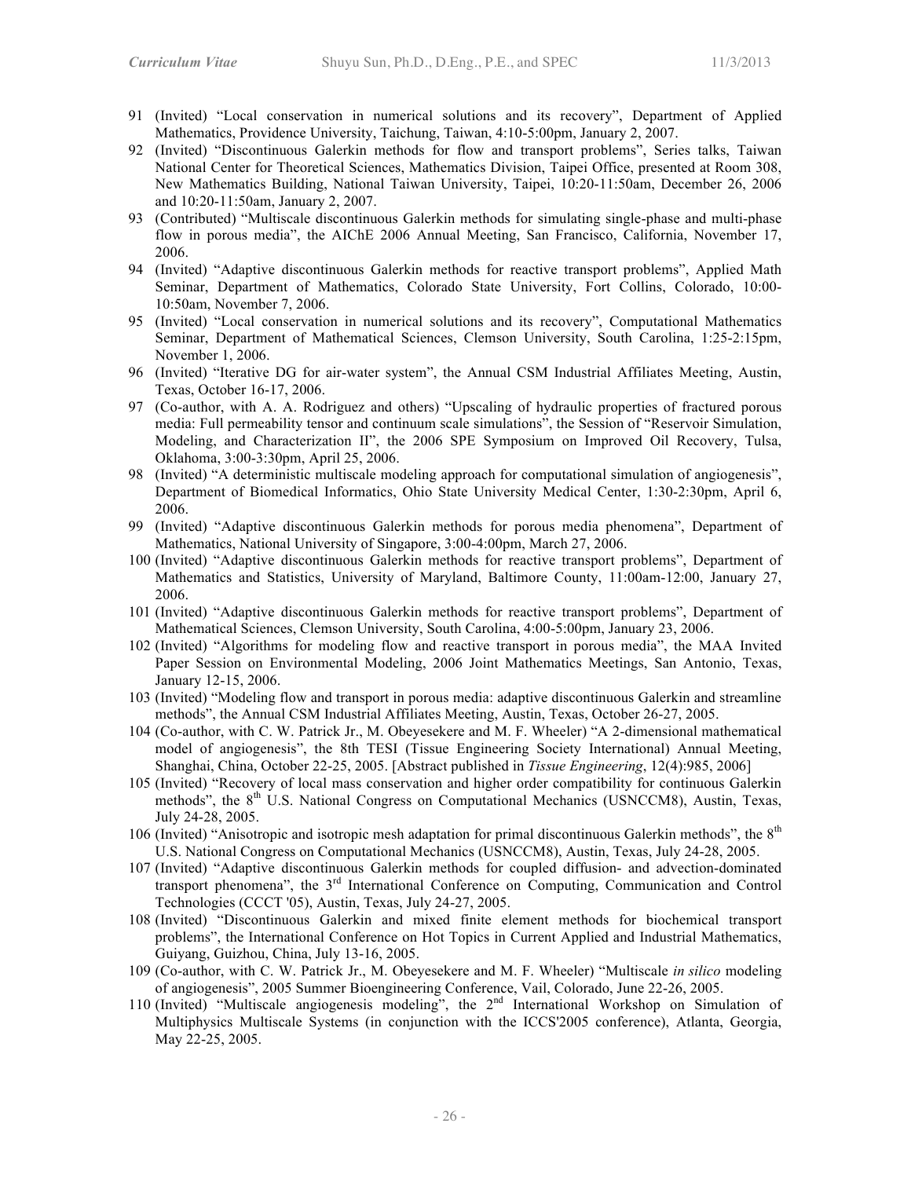91 (Invited) "Local conservation in numerical solutions and its recovery", Department of Applied Mathematics, Providence University, Taichung, Taiwan, 4:10-5:00pm, January 2, 2007.

92 (Invited) "Discontinuous Galerkin methods for flow and transport problems", Series talks, Taiwan National Center for Theoretical Sciences, Mathematics Division, Taipei Office, presented at Room 308, New Mathematics Building, National Taiwan University, Taipei, 10:20-11:50am, December 26, 2006 and 10:20-11:50am, January 2, 2007.

93 (Contributed) "Multiscale discontinuous Galerkin methods for simulating single-phase and multi-phase flow in porous media", the AIChE 2006 Annual Meeting, San Francisco, California, November 17, 2006.

94 (Invited) "Adaptive discontinuous Galerkin methods for reactive transport problems", Applied Math Seminar, Department of Mathematics, Colorado State University, Fort Collins, Colorado, 10:00-10:50am, November 7, 2006.

95 (Invited) "Local conservation in numerical solutions and its recovery", Computational Mathematics Seminar, Department of Mathematical Sciences, Clemson University, South Carolina, 1:25-2:15pm, November 1, 2006.

96 (Invited) "Iterative DG for air-water system", the Annual CSM Industrial Affiliates Meeting, Austin, Texas, October 16-17, 2006.

97 (Co-author, with A. A. Rodriguez and others) "Upscaling of hydraulic properties of fractured porous media: Full permeability tensor and continuum scale simulations", the Session of "Reservoir Simulation, Modeling, and Characterization II", the 2006 SPE Symposium on Improved Oil Recovery, Tulsa, Oklahoma, 3:00-3:30pm, April 25, 2006.

98 (Invited) "A deterministic multiscale modeling approach for computational simulation of angiogenesis", Department of Biomedical Informatics, Ohio State University Medical Center, 1:30-2:30pm, April 6, 2006.

99 (Invited) "Adaptive discontinuous Galerkin methods for porous media phenomena", Department of Mathematics, National University of Singapore, 3:00-4:00pm, March 27, 2006.

100 (Invited) "Adaptive discontinuous Galerkin methods for reactive transport problems", Department of Mathematics and Statistics, University of Maryland, Baltimore County, 11:00am-12:00, January 27, 2006.

101 (Invited) "Adaptive discontinuous Galerkin methods for reactive transport problems", Department of Mathematical Sciences, Clemson University, South Carolina, 4:00-5:00pm, January 23, 2006.

102 (Invited) "Algorithms for modeling flow and reactive transport in porous media", the MAA Invited Paper Session on Environmental Modeling, 2006 Joint Mathematics Meetings, San Antonio, Texas, January 12-15, 2006.

103 (Invited) "Modeling flow and transport in porous media: adaptive discontinuous Galerkin and streamline methods", the Annual CSM Industrial Affiliates Meeting, Austin, Texas, October 26-27, 2005.

104 (Co-author, with C. W. Patrick Jr., M. Obeyesekere and M. F. Wheeler) "A 2-dimensional mathematical model of angiogenesis", the 8th TESI (Tissue Engineering Society International) Annual Meeting, Shanghai, China, October 22-25, 2005. [Abstract published in *Tissue Engineering*, 12(4):985, 2006]

105 (Invited) "Recovery of local mass conservation and higher order compatibility for continuous Galerkin methods", the 8th U.S. National Congress on Computational Mechanics (USNCCM8), Austin, Texas, July 24-28, 2005.

106 (Invited) "Anisotropic and isotropic mesh adaptation for primal discontinuous Galerkin methods", the 8th U.S. National Congress on Computational Mechanics (USNCCM8), Austin, Texas, July 24-28, 2005.

107 (Invited) "Adaptive discontinuous Galerkin methods for coupled diffusion- and advection-dominated transport phenomena", the 3rd International Conference on Computing, Communication and Control Technologies (CCCT '05), Austin, Texas, July 24-27, 2005.

108 (Invited) "Discontinuous Galerkin and mixed finite element methods for biochemical transport problems", the International Conference on Hot Topics in Current Applied and Industrial Mathematics, Guiyang, Guizhou, China, July 13-16, 2005.

109 (Co-author, with C. W. Patrick Jr., M. Obeyesekere and M. F. Wheeler) "Multiscale *in silico* modeling of angiogenesis", 2005 Summer Bioengineering Conference, Vail, Colorado, June 22-26, 2005.

110 (Invited) "Multiscale angiogenesis modeling", the 2nd International Workshop on Simulation of Multiphysics Multiscale Systems (in conjunction with the ICCS'2005 conference), Atlanta, Georgia, May 22-25, 2005.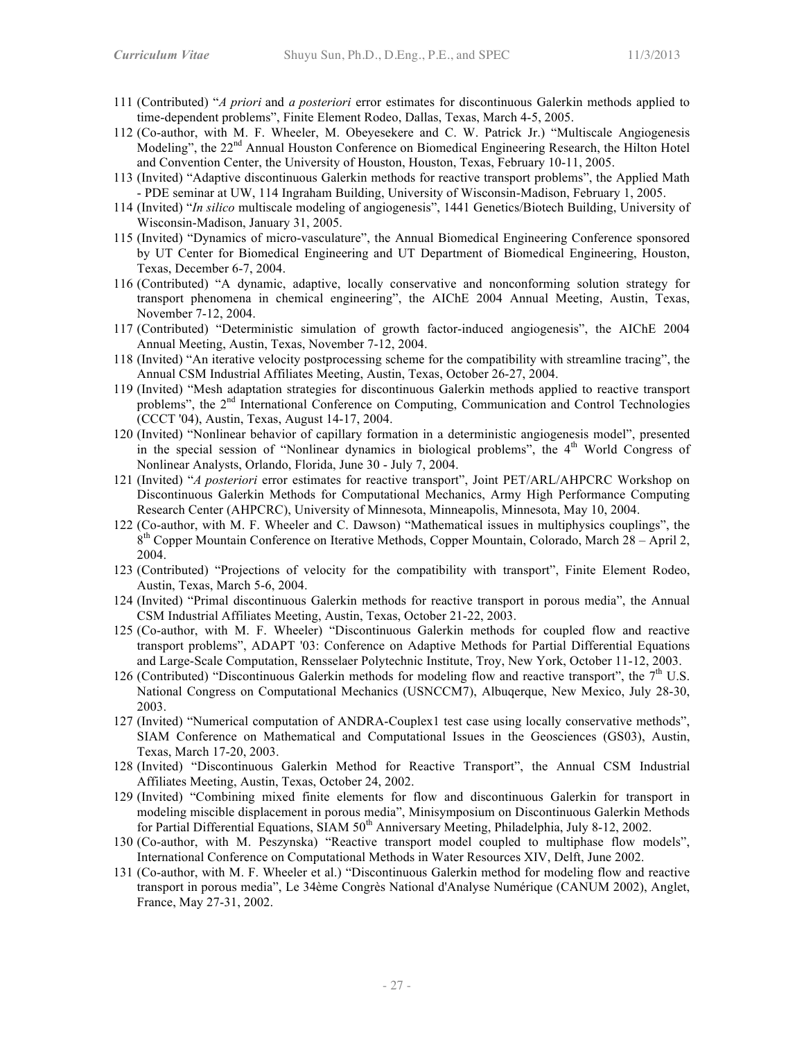111 (Contributed) "*A priori* and *a posteriori* error estimates for discontinuous Galerkin methods applied to time-dependent problems", Finite Element Rodeo, Dallas, Texas, March 4-5, 2005.

112 (Co-author, with M. F. Wheeler, M. Obeyesekere and C. W. Patrick Jr.) "Multiscale Angiogenesis Modeling", the 22nd Annual Houston Conference on Biomedical Engineering Research, the Hilton Hotel and Convention Center, the University of Houston, Houston, Texas, February 10-11, 2005.

113 (Invited) "Adaptive discontinuous Galerkin methods for reactive transport problems", the Applied Math - PDE seminar at UW, 114 Ingraham Building, University of Wisconsin-Madison, February 1, 2005.

114 (Invited) "*In silico* multiscale modeling of angiogenesis", 1441 Genetics/Biotech Building, University of Wisconsin-Madison, January 31, 2005.

115 (Invited) "Dynamics of micro-vasculature", the Annual Biomedical Engineering Conference sponsored by UT Center for Biomedical Engineering and UT Department of Biomedical Engineering, Houston, Texas, December 6-7, 2004.

116 (Contributed) "A dynamic, adaptive, locally conservative and nonconforming solution strategy for transport phenomena in chemical engineering", the AIChE 2004 Annual Meeting, Austin, Texas, November 7-12, 2004.

117 (Contributed) "Deterministic simulation of growth factor-induced angiogenesis", the AIChE 2004 Annual Meeting, Austin, Texas, November 7-12, 2004.

118 (Invited) "An iterative velocity postprocessing scheme for the compatibility with streamline tracing", the Annual CSM Industrial Affiliates Meeting, Austin, Texas, October 26-27, 2004.

119 (Invited) "Mesh adaptation strategies for discontinuous Galerkin methods applied to reactive transport problems", the 2nd International Conference on Computing, Communication and Control Technologies (CCCT '04), Austin, Texas, August 14-17, 2004.

120 (Invited) "Nonlinear behavior of capillary formation in a deterministic angiogenesis model", presented in the special session of "Nonlinear dynamics in biological problems", the 4th World Congress of Nonlinear Analysts, Orlando, Florida, June 30 - July 7, 2004.

121 (Invited) "*A posteriori* error estimates for reactive transport", Joint PET/ARL/AHPCRC Workshop on Discontinuous Galerkin Methods for Computational Mechanics, Army High Performance Computing Research Center (AHPCRC), University of Minnesota, Minneapolis, Minnesota, May 10, 2004.

122 (Co-author, with M. F. Wheeler and C. Dawson) "Mathematical issues in multiphysics couplings", the 8th Copper Mountain Conference on Iterative Methods, Copper Mountain, Colorado, March 28 – April 2, 2004.

123 (Contributed) "Projections of velocity for the compatibility with transport", Finite Element Rodeo, Austin, Texas, March 5-6, 2004.

124 (Invited) "Primal discontinuous Galerkin methods for reactive transport in porous media", the Annual CSM Industrial Affiliates Meeting, Austin, Texas, October 21-22, 2003.

125 (Co-author, with M. F. Wheeler) "Discontinuous Galerkin methods for coupled flow and reactive transport problems", ADAPT '03: Conference on Adaptive Methods for Partial Differential Equations and Large-Scale Computation, Rensselaer Polytechnic Institute, Troy, New York, October 11-12, 2003.

126 (Contributed) "Discontinuous Galerkin methods for modeling flow and reactive transport", the 7th U.S. National Congress on Computational Mechanics (USNCCM7), Albuqerque, New Mexico, July 28-30, 2003.

127 (Invited) "Numerical computation of ANDRA-Couplex1 test case using locally conservative methods", SIAM Conference on Mathematical and Computational Issues in the Geosciences (GS03), Austin, Texas, March 17-20, 2003.

128 (Invited) "Discontinuous Galerkin Method for Reactive Transport", the Annual CSM Industrial Affiliates Meeting, Austin, Texas, October 24, 2002.

129 (Invited) "Combining mixed finite elements for flow and discontinuous Galerkin for transport in modeling miscible displacement in porous media", Minisymposium on Discontinuous Galerkin Methods for Partial Differential Equations, SIAM 50th Anniversary Meeting, Philadelphia, July 8-12, 2002.

130 (Co-author, with M. Peszynska) "Reactive transport model coupled to multiphase flow models", International Conference on Computational Methods in Water Resources XIV, Delft, June 2002.

131 (Co-author, with M. F. Wheeler et al.) "Discontinuous Galerkin method for modeling flow and reactive transport in porous media", Le 34ème Congrès National d'Analyse Numérique (CANUM 2002), Anglet, France, May 27-31, 2002.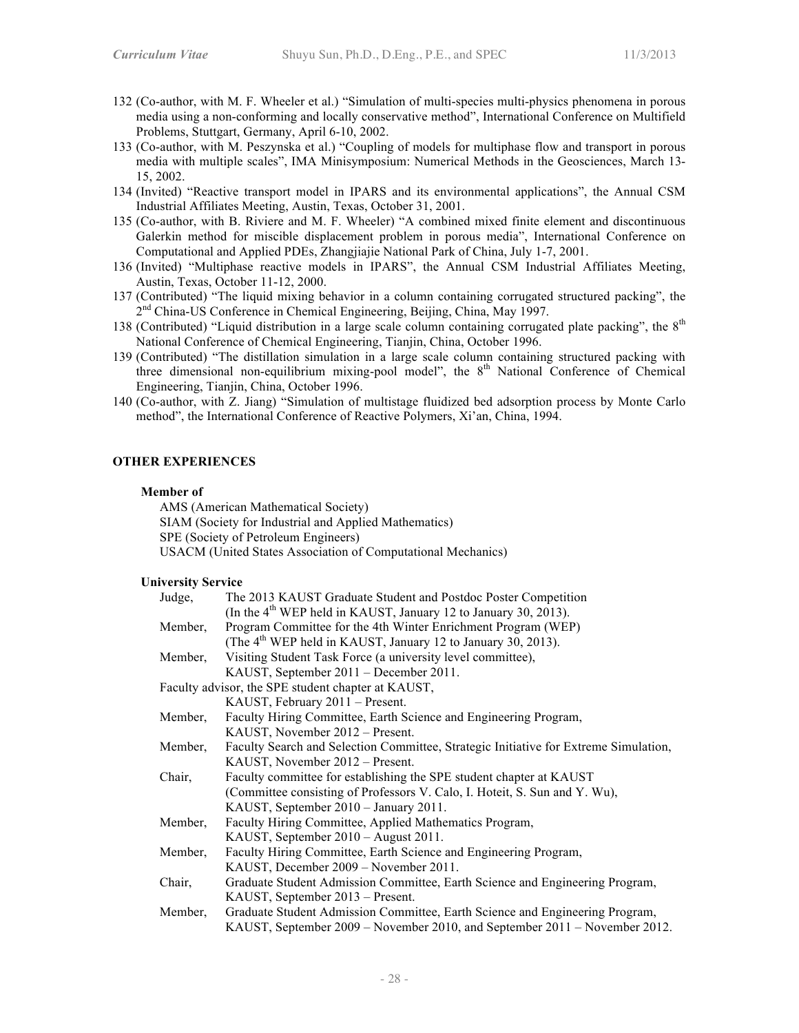132 (Co-author, with M. F. Wheeler et al.) "Simulation of multi-species multi-physics phenomena in porous media using a non-conforming and locally conservative method", International Conference on Multifield Problems, Stuttgart, Germany, April 6-10, 2002.

133 (Co-author, with M. Peszynska et al.) "Coupling of models for multiphase flow and transport in porous media with multiple scales", IMA Minisymposium: Numerical Methods in the Geosciences, March 13-15, 2002.

134 (Invited) "Reactive transport model in IPARS and its environmental applications", the Annual CSM Industrial Affiliates Meeting, Austin, Texas, October 31, 2001.

135 (Co-author, with B. Riviere and M. F. Wheeler) "A combined mixed finite element and discontinuous Galerkin method for miscible displacement problem in porous media", International Conference on Computational and Applied PDEs, Zhangjiajie National Park of China, July 1-7, 2001.

136 (Invited) "Multiphase reactive models in IPARS", the Annual CSM Industrial Affiliates Meeting, Austin, Texas, October 11-12, 2000.

137 (Contributed) "The liquid mixing behavior in a column containing corrugated structured packing", the 2nd China-US Conference in Chemical Engineering, Beijing, China, May 1997.

138 (Contributed) "Liquid distribution in a large scale column containing corrugated plate packing", the 8th National Conference of Chemical Engineering, Tianjin, China, October 1996.

139 (Contributed) "The distillation simulation in a large scale column containing structured packing with three dimensional non-equilibrium mixing-pool model", the 8th National Conference of Chemical Engineering, Tianjin, China, October 1996.

140 (Co-author, with Z. Jiang) "Simulation of multistage fluidized bed adsorption process by Monte Carlo method", the International Conference of Reactive Polymers, Xi'an, China, 1994.

## OTHER EXPERIENCES

### Member of

AMS (American Mathematical Society)
SIAM (Society for Industrial and Applied Mathematics)
SPE (Society of Petroleum Engineers)
USACM (United States Association of Computational Mechanics)

### University Service

Judge, The 2013 KAUST Graduate Student and Postdoc Poster Competition (In the 4th WEP held in KAUST, January 12 to January 30, 2013).

Member, Program Committee for the 4th Winter Enrichment Program (WEP) (The 4th WEP held in KAUST, January 12 to January 30, 2013).

Member, Visiting Student Task Force (a university level committee), KAUST, September 2011 – December 2011.

Faculty advisor, the SPE student chapter at KAUST, KAUST, February 2011 – Present.

Member, Faculty Hiring Committee, Earth Science and Engineering Program, KAUST, November 2012 – Present.

Member, Faculty Search and Selection Committee, Strategic Initiative for Extreme Simulation, KAUST, November 2012 – Present.

Chair, Faculty committee for establishing the SPE student chapter at KAUST (Committee consisting of Professors V. Calo, I. Hoteit, S. Sun and Y. Wu), KAUST, September 2010 – January 2011.

Member, Faculty Hiring Committee, Applied Mathematics Program, KAUST, September 2010 – August 2011.

Member, Faculty Hiring Committee, Earth Science and Engineering Program, KAUST, December 2009 – November 2011.

Chair, Graduate Student Admission Committee, Earth Science and Engineering Program, KAUST, September 2013 – Present.

Member, Graduate Student Admission Committee, Earth Science and Engineering Program, KAUST, September 2009 – November 2010, and September 2011 – November 2012.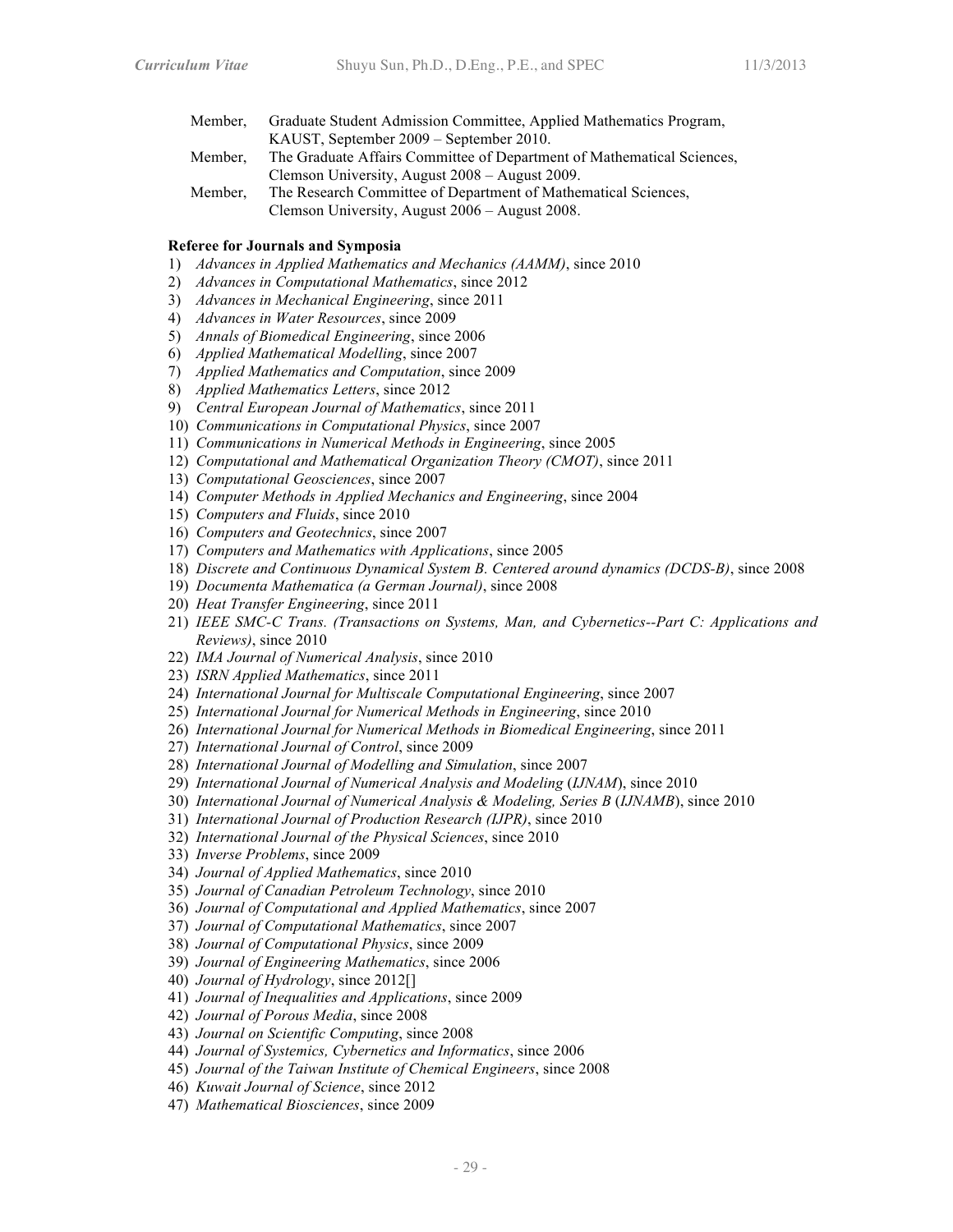Member, Graduate Student Admission Committee, Applied Mathematics Program, KAUST, September 2009 – September 2010.

Member, The Graduate Affairs Committee of Department of Mathematical Sciences, Clemson University, August 2008 – August 2009.

Member, The Research Committee of Department of Mathematical Sciences, Clemson University, August 2006 – August 2008.

**Referee for Journals and Symposia**

1) *Advances in Applied Mathematics and Mechanics (AAMM)*, since 2010
2) *Advances in Computational Mathematics*, since 2012
3) *Advances in Mechanical Engineering*, since 2011
4) *Advances in Water Resources*, since 2009
5) *Annals of Biomedical Engineering*, since 2006
6) *Applied Mathematical Modelling*, since 2007
7) *Applied Mathematics and Computation*, since 2009
8) *Applied Mathematics Letters*, since 2012
9) *Central European Journal of Mathematics*, since 2011
10) *Communications in Computational Physics*, since 2007
11) *Communications in Numerical Methods in Engineering*, since 2005
12) *Computational and Mathematical Organization Theory (CMOT)*, since 2011
13) *Computational Geosciences*, since 2007
14) *Computer Methods in Applied Mechanics and Engineering*, since 2004
15) *Computers and Fluids*, since 2010
16) *Computers and Geotechnics*, since 2007
17) *Computers and Mathematics with Applications*, since 2005
18) *Discrete and Continuous Dynamical System B. Centered around dynamics (DCDS-B)*, since 2008
19) *Documenta Mathematica (a German Journal)*, since 2008
20) *Heat Transfer Engineering*, since 2011
21) *IEEE SMC-C Trans. (Transactions on Systems, Man, and Cybernetics--Part C: Applications and Reviews)*, since 2010
22) *IMA Journal of Numerical Analysis*, since 2010
23) *ISRN Applied Mathematics*, since 2011
24) *International Journal for Multiscale Computational Engineering*, since 2007
25) *International Journal for Numerical Methods in Engineering*, since 2010
26) *International Journal for Numerical Methods in Biomedical Engineering*, since 2011
27) *International Journal of Control*, since 2009
28) *International Journal of Modelling and Simulation*, since 2007
29) *International Journal of Numerical Analysis and Modeling* (*IJNAM*), since 2010
30) *International Journal of Numerical Analysis & Modeling, Series B* (*IJNAMB*), since 2010
31) *International Journal of Production Research (IJPR)*, since 2010
32) *International Journal of the Physical Sciences*, since 2010
33) *Inverse Problems*, since 2009
34) *Journal of Applied Mathematics*, since 2010
35) *Journal of Canadian Petroleum Technology*, since 2010
36) *Journal of Computational and Applied Mathematics*, since 2007
37) *Journal of Computational Mathematics*, since 2007
38) *Journal of Computational Physics*, since 2009
39) *Journal of Engineering Mathematics*, since 2006
40) *Journal of Hydrology*, since 2012[]
41) *Journal of Inequalities and Applications*, since 2009
42) *Journal of Porous Media*, since 2008
43) *Journal on Scientific Computing*, since 2008
44) *Journal of Systemics, Cybernetics and Informatics*, since 2006
45) *Journal of the Taiwan Institute of Chemical Engineers*, since 2008
46) *Kuwait Journal of Science*, since 2012
47) *Mathematical Biosciences*, since 2009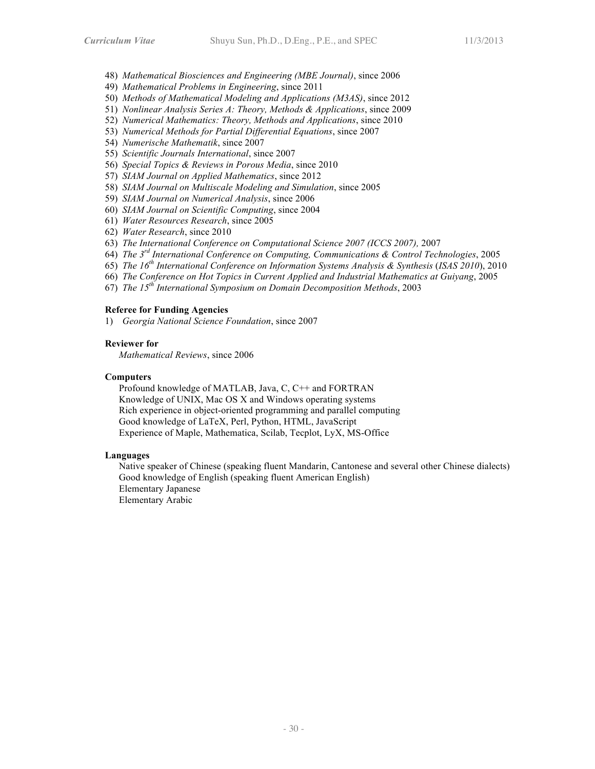48) *Mathematical Biosciences and Engineering (MBE Journal)*, since 2006
49) *Mathematical Problems in Engineering*, since 2011
50) *Methods of Mathematical Modeling and Applications (M3AS)*, since 2012
51) *Nonlinear Analysis Series A: Theory, Methods & Applications*, since 2009
52) *Numerical Mathematics: Theory, Methods and Applications*, since 2010
53) *Numerical Methods for Partial Differential Equations*, since 2007
54) *Numerische Mathematik*, since 2007
55) *Scientific Journals International*, since 2007
56) *Special Topics & Reviews in Porous Media*, since 2010
57) *SIAM Journal on Applied Mathematics*, since 2012
58) *SIAM Journal on Multiscale Modeling and Simulation*, since 2005
59) *SIAM Journal on Numerical Analysis*, since 2006
60) *SIAM Journal on Scientific Computing*, since 2004
61) *Water Resources Research*, since 2005
62) *Water Research*, since 2010
63) *The International Conference on Computational Science 2007 (ICCS 2007),* 2007
64) *The 3rd International Conference on Computing, Communications & Control Technologies*, 2005
65) *The 16th International Conference on Information Systems Analysis & Synthesis* (*ISAS 2010*), 2010
66) *The Conference on Hot Topics in Current Applied and Industrial Mathematics at Guiyang*, 2005
67) *The 15th International Symposium on Domain Decomposition Methods*, 2003

**Referee for Funding Agencies**

1) *Georgia National Science Foundation*, since 2007

**Reviewer for**

*Mathematical Reviews*, since 2006

**Computers**

Profound knowledge of MATLAB, Java, C, C++ and FORTRAN
Knowledge of UNIX, Mac OS X and Windows operating systems
Rich experience in object-oriented programming and parallel computing
Good knowledge of LaTeX, Perl, Python, HTML, JavaScript
Experience of Maple, Mathematica, Scilab, Tecplot, LyX, MS-Office

**Languages**

Native speaker of Chinese (speaking fluent Mandarin, Cantonese and several other Chinese dialects)
Good knowledge of English (speaking fluent American English)
Elementary Japanese
Elementary Arabic